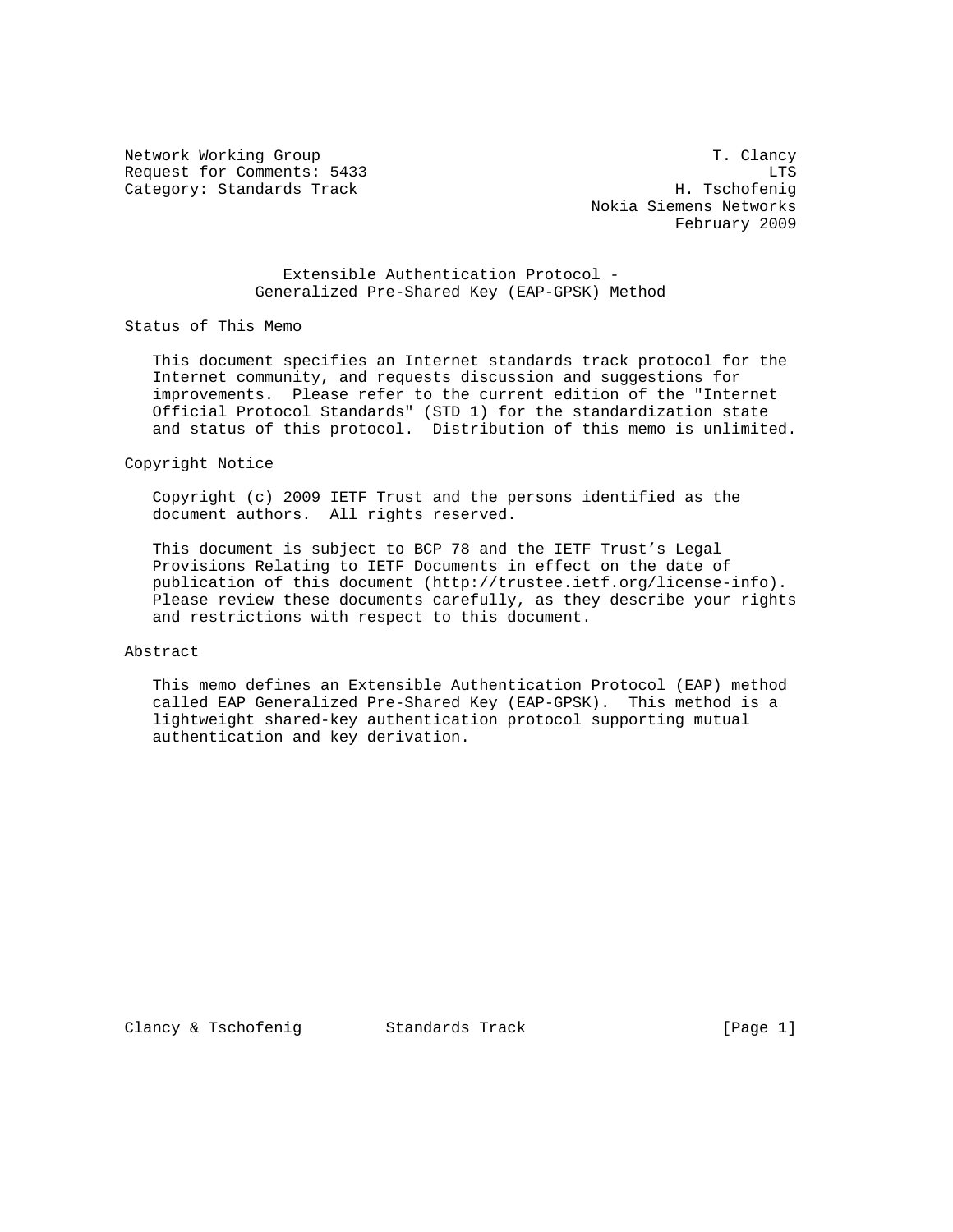Network Working Group T. Clancy
Request for Comments: 5433 LTS
Category: Standards Track H. Tschofenig
Nokia Siemens Networks
February 2009

# Extensible Authentication Protocol - Generalized Pre-Shared Key (EAP-GPSK) Method

## Status of This Memo

This document specifies an Internet standards track protocol for the Internet community, and requests discussion and suggestions for improvements. Please refer to the current edition of the "Internet Official Protocol Standards" (STD 1) for the standardization state and status of this protocol. Distribution of this memo is unlimited.

## Copyright Notice

Copyright (c) 2009 IETF Trust and the persons identified as the document authors. All rights reserved.

This document is subject to BCP 78 and the IETF Trust's Legal Provisions Relating to IETF Documents in effect on the date of publication of this document (http://trustee.ietf.org/license-info). Please review these documents carefully, as they describe your rights and restrictions with respect to this document.

## Abstract

This memo defines an Extensible Authentication Protocol (EAP) method called EAP Generalized Pre-Shared Key (EAP-GPSK). This method is a lightweight shared-key authentication protocol supporting mutual authentication and key derivation.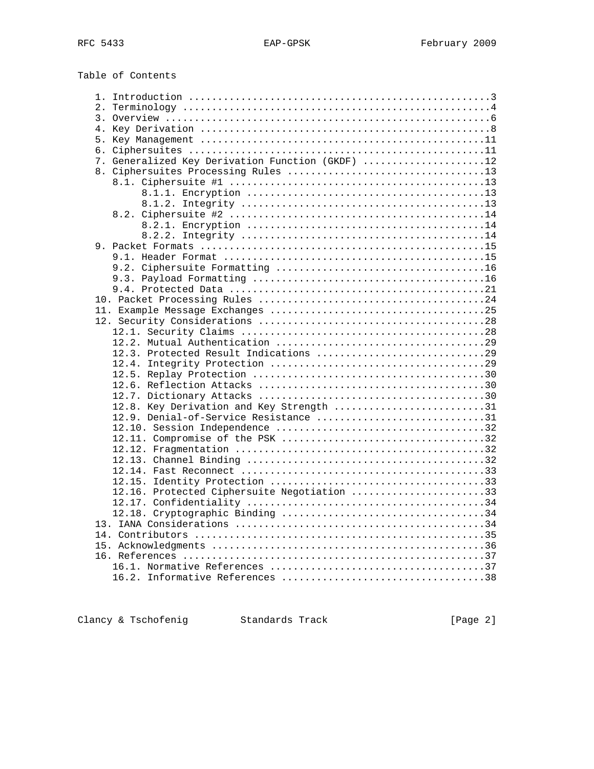Table of Contents

```
   1. Introduction ....................................................3
   2. Terminology .....................................................4
   3. Overview ........................................................6
   4. Key Derivation ..................................................8
   5. Key Management .................................................11
   6. Ciphersuites ...................................................11
   7. Generalized Key Derivation Function (GKDF) .....................12
   8. Ciphersuites Processing Rules ..................................13
      8.1. Ciphersuite #1 ............................................13
           8.1.1. Encryption .........................................13
           8.1.2. Integrity ..........................................13
      8.2. Ciphersuite #2 ............................................14
           8.2.1. Encryption .........................................14
           8.2.2. Integrity ..........................................14
   9. Packet Formats .................................................15
      9.1. Header Format .............................................15
      9.2. Ciphersuite Formatting ....................................16
      9.3. Payload Formatting ........................................16
      9.4. Protected Data ............................................21
   10. Packet Processing Rules .......................................24
   11. Example Message Exchanges .....................................25
   12. Security Considerations .......................................28
      12.1. Security Claims ..........................................28
      12.2. Mutual Authentication ....................................29
      12.3. Protected Result Indications .............................29
      12.4. Integrity Protection .....................................29
      12.5. Replay Protection ........................................30
      12.6. Reflection Attacks .......................................30
      12.7. Dictionary Attacks .......................................30
      12.8. Key Derivation and Key Strength ..........................31
      12.9. Denial-of-Service Resistance .............................31
      12.10. Session Independence ....................................32
      12.11. Compromise of the PSK ...................................32
      12.12. Fragmentation ...........................................32
      12.13. Channel Binding .........................................32
      12.14. Fast Reconnect ..........................................33
      12.15. Identity Protection .....................................33
      12.16. Protected Ciphersuite Negotiation .......................33
      12.17. Confidentiality .........................................34
      12.18. Cryptographic Binding ...................................34
   13. IANA Considerations ...........................................34
   14. Contributors ..................................................35
   15. Acknowledgments ...............................................36
   16. References ....................................................37
      16.1. Normative References .....................................37
      16.2. Informative References ...................................38
```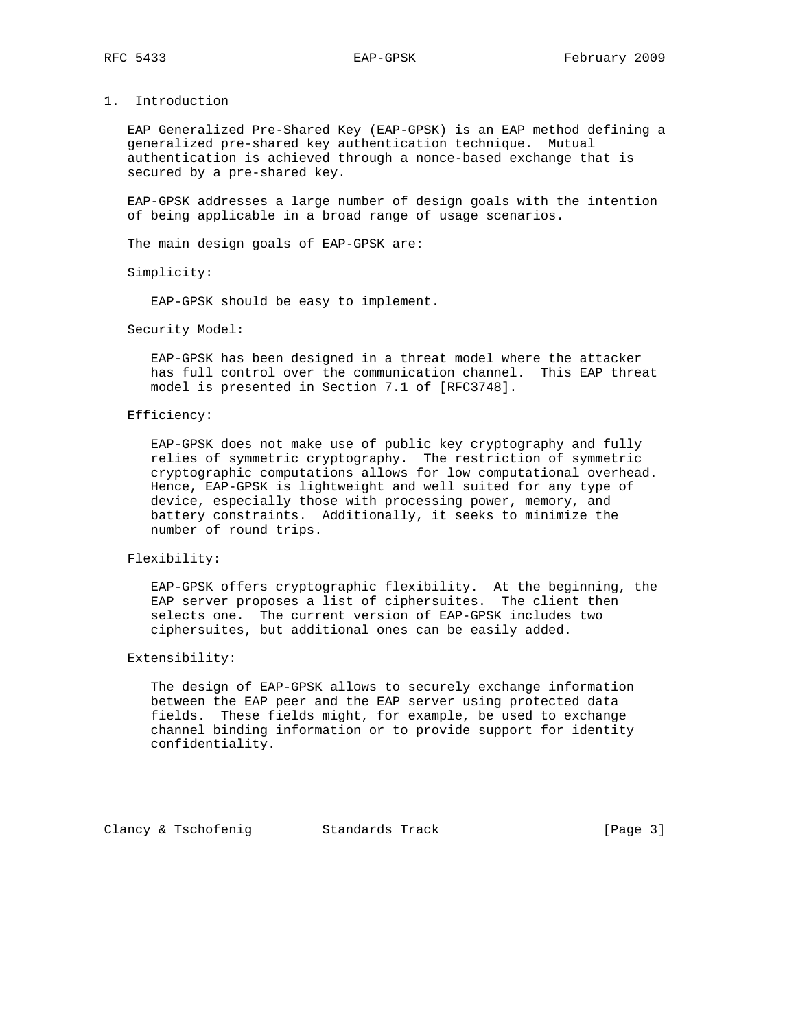# 1. Introduction

EAP Generalized Pre-Shared Key (EAP-GPSK) is an EAP method defining a generalized pre-shared key authentication technique. Mutual authentication is achieved through a nonce-based exchange that is secured by a pre-shared key.

EAP-GPSK addresses a large number of design goals with the intention of being applicable in a broad range of usage scenarios.

The main design goals of EAP-GPSK are:

Simplicity:

EAP-GPSK should be easy to implement.

Security Model:

EAP-GPSK has been designed in a threat model where the attacker has full control over the communication channel. This EAP threat model is presented in Section 7.1 of [RFC3748].

Efficiency:

EAP-GPSK does not make use of public key cryptography and fully relies of symmetric cryptography. The restriction of symmetric cryptographic computations allows for low computational overhead. Hence, EAP-GPSK is lightweight and well suited for any type of device, especially those with processing power, memory, and battery constraints. Additionally, it seeks to minimize the number of round trips.

Flexibility:

EAP-GPSK offers cryptographic flexibility. At the beginning, the EAP server proposes a list of ciphersuites. The client then selects one. The current version of EAP-GPSK includes two ciphersuites, but additional ones can be easily added.

Extensibility:

The design of EAP-GPSK allows to securely exchange information between the EAP peer and the EAP server using protected data fields. These fields might, for example, be used to exchange channel binding information or to provide support for identity confidentiality.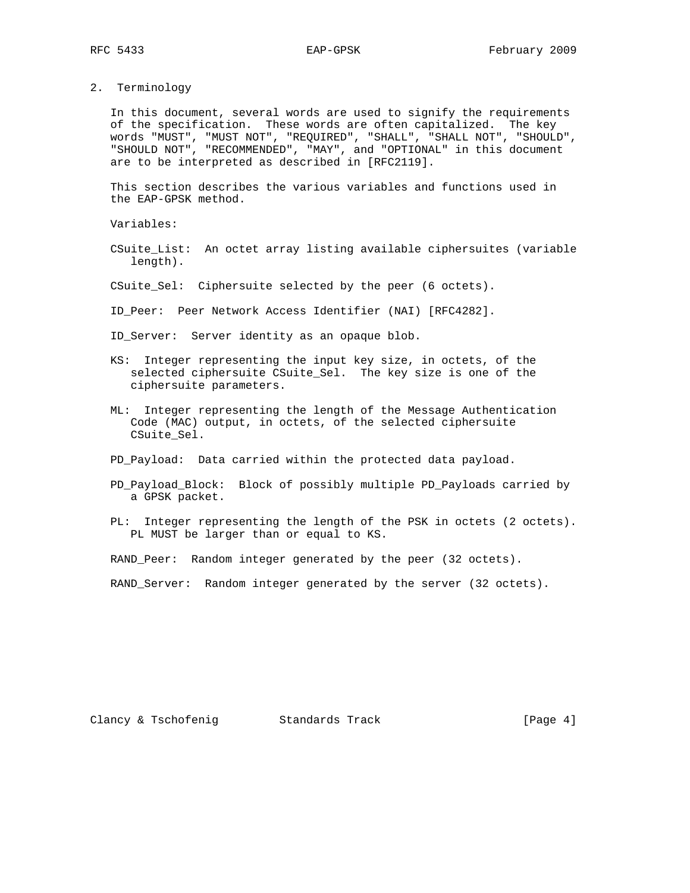## 2. Terminology

In this document, several words are used to signify the requirements of the specification. These words are often capitalized. The key words "MUST", "MUST NOT", "REQUIRED", "SHALL", "SHALL NOT", "SHOULD", "SHOULD NOT", "RECOMMENDED", "MAY", and "OPTIONAL" in this document are to be interpreted as described in [RFC2119].

This section describes the various variables and functions used in the EAP-GPSK method.

Variables:

CSuite_List: An octet array listing available ciphersuites (variable length).

CSuite_Sel: Ciphersuite selected by the peer (6 octets).

ID_Peer: Peer Network Access Identifier (NAI) [RFC4282].

ID_Server: Server identity as an opaque blob.

KS: Integer representing the input key size, in octets, of the selected ciphersuite CSuite_Sel. The key size is one of the ciphersuite parameters.

ML: Integer representing the length of the Message Authentication Code (MAC) output, in octets, of the selected ciphersuite CSuite_Sel.

PD_Payload: Data carried within the protected data payload.

PD_Payload_Block: Block of possibly multiple PD_Payloads carried by a GPSK packet.

PL: Integer representing the length of the PSK in octets (2 octets). PL MUST be larger than or equal to KS.

RAND_Peer: Random integer generated by the peer (32 octets).

RAND_Server: Random integer generated by the server (32 octets).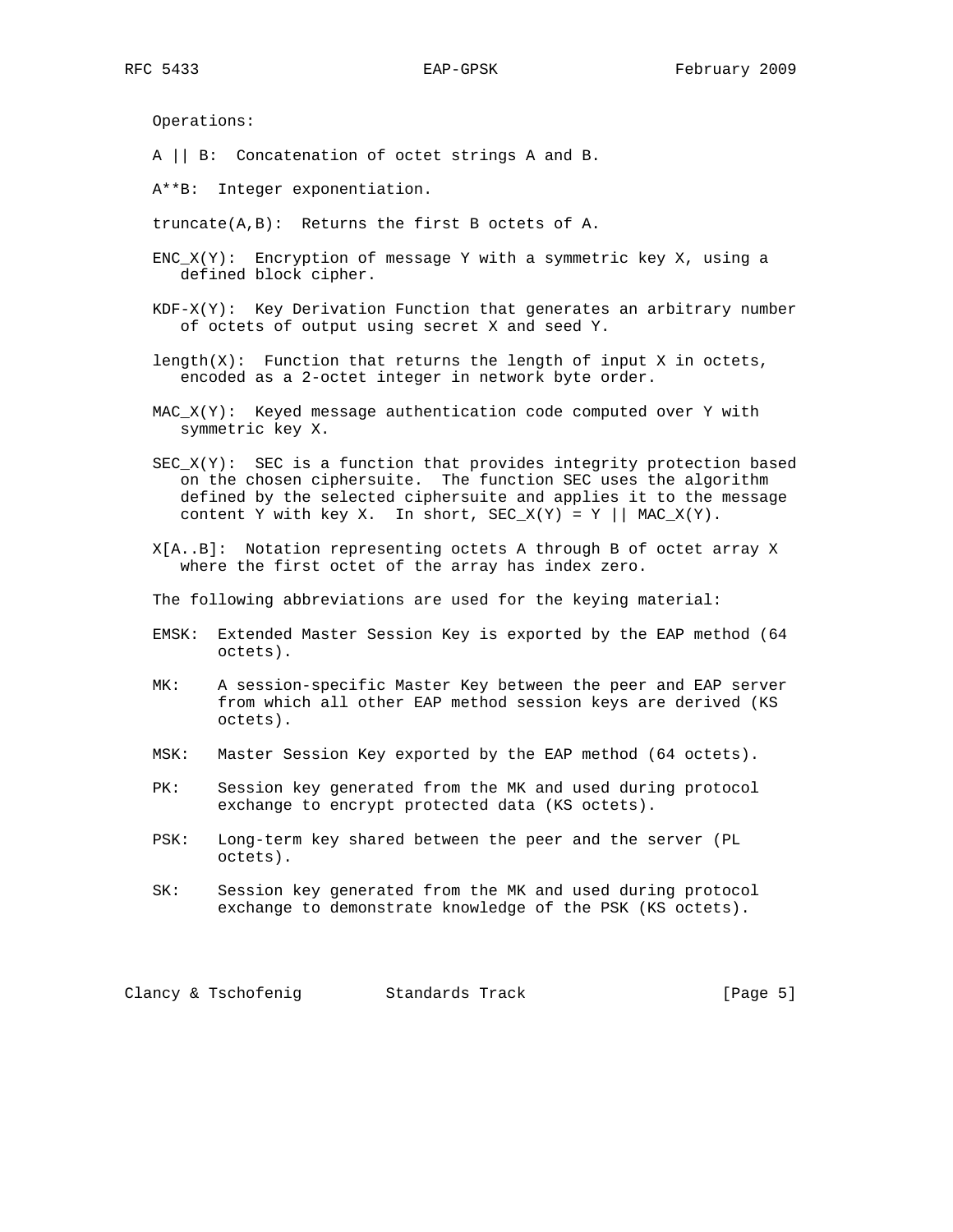Operations:

A || B: Concatenation of octet strings A and B.

A**B: Integer exponentiation.

truncate(A,B): Returns the first B octets of A.

ENC_X(Y): Encryption of message Y with a symmetric key X, using a defined block cipher.

KDF-X(Y): Key Derivation Function that generates an arbitrary number of octets of output using secret X and seed Y.

length(X): Function that returns the length of input X in octets, encoded as a 2-octet integer in network byte order.

MAC_X(Y): Keyed message authentication code computed over Y with symmetric key X.

SEC_X(Y): SEC is a function that provides integrity protection based on the chosen ciphersuite. The function SEC uses the algorithm defined by the selected ciphersuite and applies it to the message content Y with key X. In short, SEC_X(Y) = Y || MAC_X(Y).

X[A..B]: Notation representing octets A through B of octet array X where the first octet of the array has index zero.

The following abbreviations are used for the keying material:

EMSK: Extended Master Session Key is exported by the EAP method (64 octets).

MK: A session-specific Master Key between the peer and EAP server from which all other EAP method session keys are derived (KS octets).

MSK: Master Session Key exported by the EAP method (64 octets).

PK: Session key generated from the MK and used during protocol exchange to encrypt protected data (KS octets).

PSK: Long-term key shared between the peer and the server (PL octets).

SK: Session key generated from the MK and used during protocol exchange to demonstrate knowledge of the PSK (KS octets).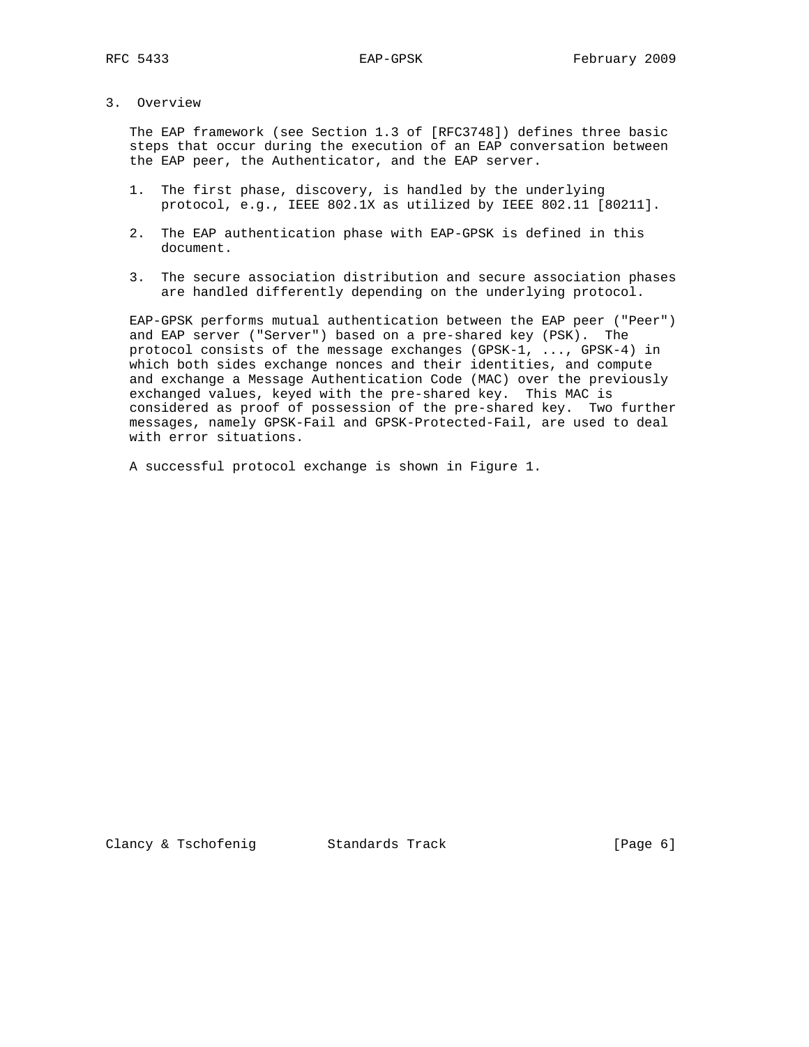# 3. Overview

The EAP framework (see Section 1.3 of [RFC3748]) defines three basic steps that occur during the execution of an EAP conversation between the EAP peer, the Authenticator, and the EAP server.

1. The first phase, discovery, is handled by the underlying protocol, e.g., IEEE 802.1X as utilized by IEEE 802.11 [80211].

2. The EAP authentication phase with EAP-GPSK is defined in this document.

3. The secure association distribution and secure association phases are handled differently depending on the underlying protocol.

EAP-GPSK performs mutual authentication between the EAP peer ("Peer") and EAP server ("Server") based on a pre-shared key (PSK). The protocol consists of the message exchanges (GPSK-1, ..., GPSK-4) in which both sides exchange nonces and their identities, and compute and exchange a Message Authentication Code (MAC) over the previously exchanged values, keyed with the pre-shared key. This MAC is considered as proof of possession of the pre-shared key. Two further messages, namely GPSK-Fail and GPSK-Protected-Fail, are used to deal with error situations.

A successful protocol exchange is shown in Figure 1.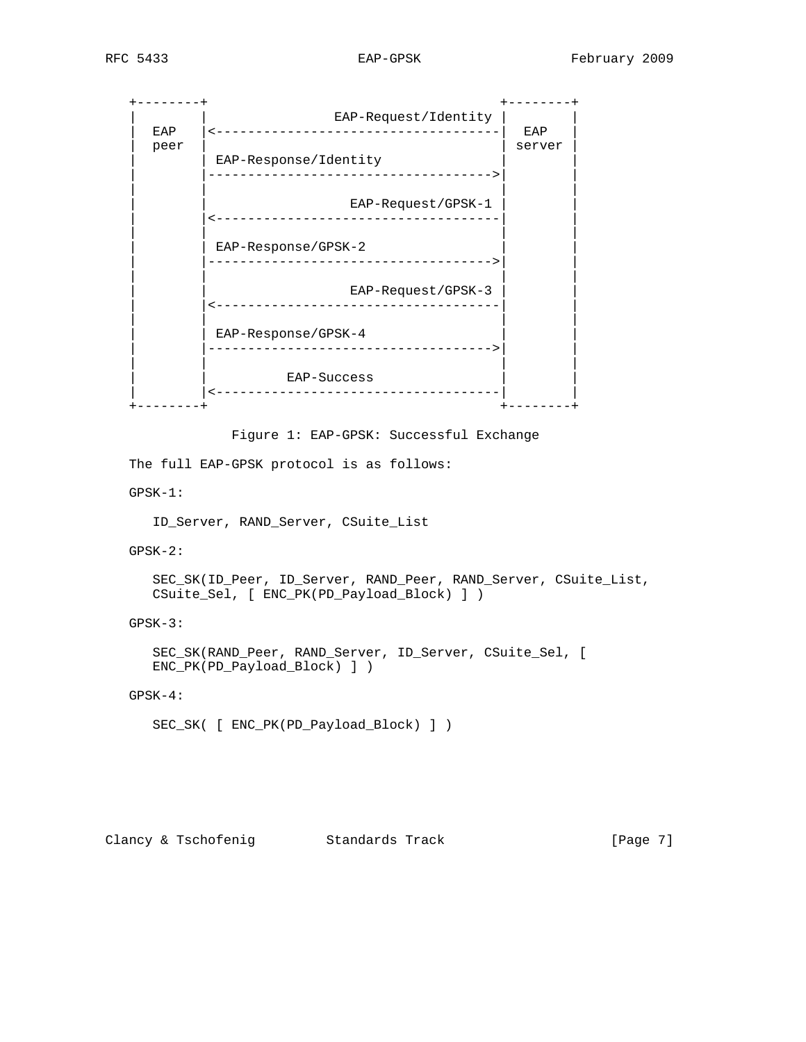```
+--------+                                     +--------+
|        |                EAP-Request/Identity |        |
|  EAP   |<------------------------------------|  EAP   |
|  peer  |                                     | server |
|        | EAP-Response/Identity               |        |
|        |------------------------------------>|        |
|        |                                     |        |
|        |                  EAP-Request/GPSK-1 |        |
|        |<------------------------------------|        |
|        |                                     |        |
|        | EAP-Response/GPSK-2                 |        |
|        |------------------------------------>|        |
|        |                                     |        |
|        |                  EAP-Request/GPSK-3 |        |
|        |<------------------------------------|        |
|        |                                     |        |
|        | EAP-Response/GPSK-4                 |        |
|        |------------------------------------>|        |
|        |                                     |        |
|        |          EAP-Success                |        |
|        |<------------------------------------|        |
+--------+                                     +--------+
```

Figure 1: EAP-GPSK: Successful Exchange

The full EAP-GPSK protocol is as follows:

GPSK-1:

ID_Server, RAND_Server, CSuite_List

GPSK-2:

SEC_SK(ID_Peer, ID_Server, RAND_Peer, RAND_Server, CSuite_List, CSuite_Sel, [ ENC_PK(PD_Payload_Block) ] )

GPSK-3:

SEC_SK(RAND_Peer, RAND_Server, ID_Server, CSuite_Sel, [ ENC_PK(PD_Payload_Block) ] )

GPSK-4:

SEC_SK( [ ENC_PK(PD_Payload_Block) ] )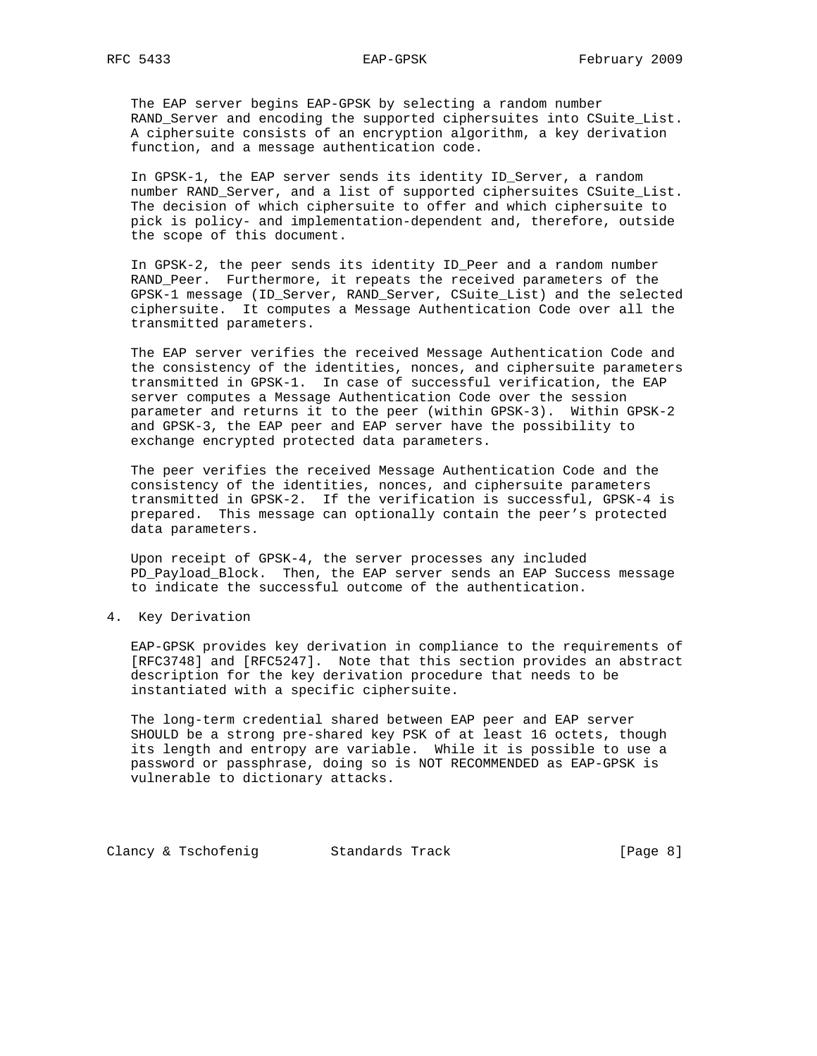The EAP server begins EAP-GPSK by selecting a random number RAND_Server and encoding the supported ciphersuites into CSuite_List. A ciphersuite consists of an encryption algorithm, a key derivation function, and a message authentication code.

In GPSK-1, the EAP server sends its identity ID_Server, a random number RAND_Server, and a list of supported ciphersuites CSuite_List. The decision of which ciphersuite to offer and which ciphersuite to pick is policy- and implementation-dependent and, therefore, outside the scope of this document.

In GPSK-2, the peer sends its identity ID_Peer and a random number RAND_Peer. Furthermore, it repeats the received parameters of the GPSK-1 message (ID_Server, RAND_Server, CSuite_List) and the selected ciphersuite. It computes a Message Authentication Code over all the transmitted parameters.

The EAP server verifies the received Message Authentication Code and the consistency of the identities, nonces, and ciphersuite parameters transmitted in GPSK-1. In case of successful verification, the EAP server computes a Message Authentication Code over the session parameter and returns it to the peer (within GPSK-3). Within GPSK-2 and GPSK-3, the EAP peer and EAP server have the possibility to exchange encrypted protected data parameters.

The peer verifies the received Message Authentication Code and the consistency of the identities, nonces, and ciphersuite parameters transmitted in GPSK-2. If the verification is successful, GPSK-4 is prepared. This message can optionally contain the peer's protected data parameters.

Upon receipt of GPSK-4, the server processes any included PD_Payload_Block. Then, the EAP server sends an EAP Success message to indicate the successful outcome of the authentication.

## 4. Key Derivation

EAP-GPSK provides key derivation in compliance to the requirements of [RFC3748] and [RFC5247]. Note that this section provides an abstract description for the key derivation procedure that needs to be instantiated with a specific ciphersuite.

The long-term credential shared between EAP peer and EAP server SHOULD be a strong pre-shared key PSK of at least 16 octets, though its length and entropy are variable. While it is possible to use a password or passphrase, doing so is NOT RECOMMENDED as EAP-GPSK is vulnerable to dictionary attacks.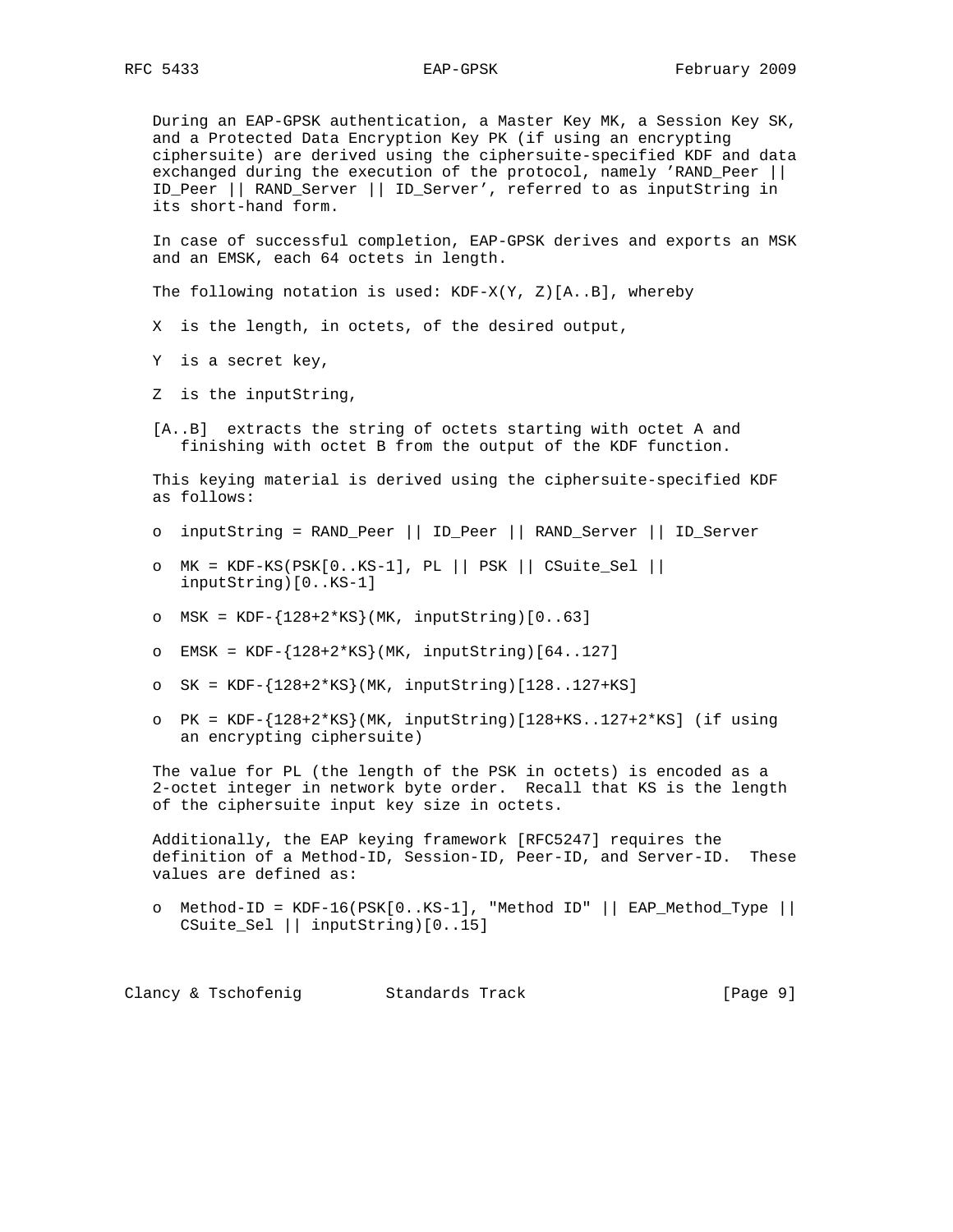During an EAP-GPSK authentication, a Master Key MK, a Session Key SK, and a Protected Data Encryption Key PK (if using an encrypting ciphersuite) are derived using the ciphersuite-specified KDF and data exchanged during the execution of the protocol, namely 'RAND_Peer || ID_Peer || RAND_Server || ID_Server', referred to as inputString in its short-hand form.

In case of successful completion, EAP-GPSK derives and exports an MSK and an EMSK, each 64 octets in length.

The following notation is used: KDF-X(Y, Z)[A..B], whereby

X is the length, in octets, of the desired output,

Y is a secret key,

Z is the inputString,

[A..B] extracts the string of octets starting with octet A and finishing with octet B from the output of the KDF function.

This keying material is derived using the ciphersuite-specified KDF as follows:

- inputString = RAND_Peer || ID_Peer || RAND_Server || ID_Server
- MK = KDF-KS(PSK[0..KS-1], PL || PSK || CSuite_Sel || inputString)[0..KS-1]
- MSK = KDF-{128+2*KS}(MK, inputString)[0..63]
- EMSK = KDF-{128+2*KS}(MK, inputString)[64..127]
- SK = KDF-{128+2*KS}(MK, inputString)[128..127+KS]
- PK = KDF-{128+2*KS}(MK, inputString)[128+KS..127+2*KS] (if using an encrypting ciphersuite)

The value for PL (the length of the PSK in octets) is encoded as a 2-octet integer in network byte order. Recall that KS is the length of the ciphersuite input key size in octets.

Additionally, the EAP keying framework [RFC5247] requires the definition of a Method-ID, Session-ID, Peer-ID, and Server-ID. These values are defined as:

- Method-ID = KDF-16(PSK[0..KS-1], "Method ID" || EAP_Method_Type || CSuite_Sel || inputString)[0..15]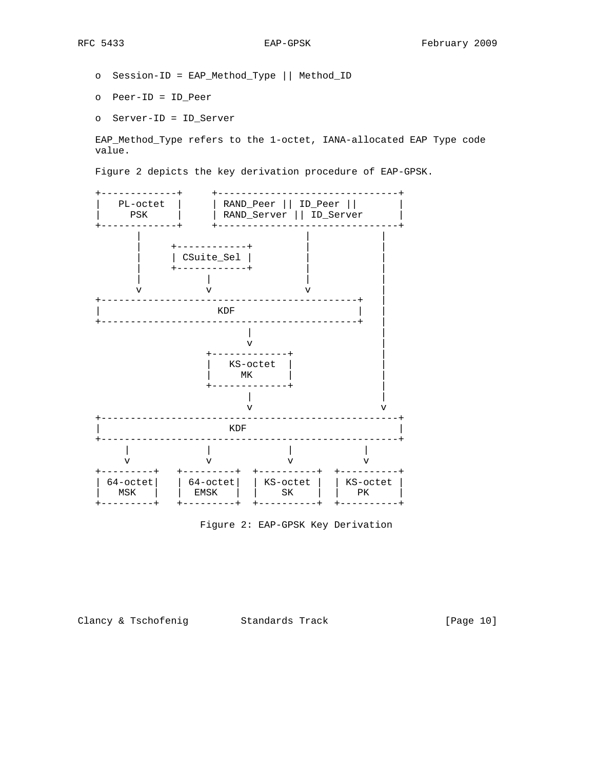o  Session-ID = EAP_Method_Type || Method_ID

o  Peer-ID = ID_Peer

o  Server-ID = ID_Server

EAP_Method_Type refers to the 1-octet, IANA-allocated EAP Type code value.

Figure 2 depicts the key derivation procedure of EAP-GPSK.

```
+-------------+     +-------------------------------+
|   PL-octet  |     | RAND_Peer || ID_Peer ||       |
|     PSK     |     | RAND_Server || ID_Server      |
+-------------+     +-------------------------------+
       |                       |           |
       |     +------------+    |           |
       |     | CSuite_Sel |    |           |
       |     +------------+    |           |
       |           |           |           |
       v           v           v           |
+--------------------------------------------+   |
|                    KDF                     |   |
+--------------------------------------------+   |
                        |                        |
                        v                        |
               +-------------+                   |
               |   KS-octet  |                   |
               |      MK     |                   |
               +-------------+                   |
                        |                        |
                        v                        v
+---------------------------------------------------+
|                      KDF                          |
+---------------------------------------------------+
     |            |             |            |
     v            v             v            v
+---------+   +---------+  +----------+  +----------+
| 64-octet|   | 64-octet|  | KS-octet |  | KS-octet |
|   MSK   |   |  EMSK   |  |    SK    |  |    PK    |
+---------+   +---------+  +----------+  +----------+
```

Figure 2: EAP-GPSK Key Derivation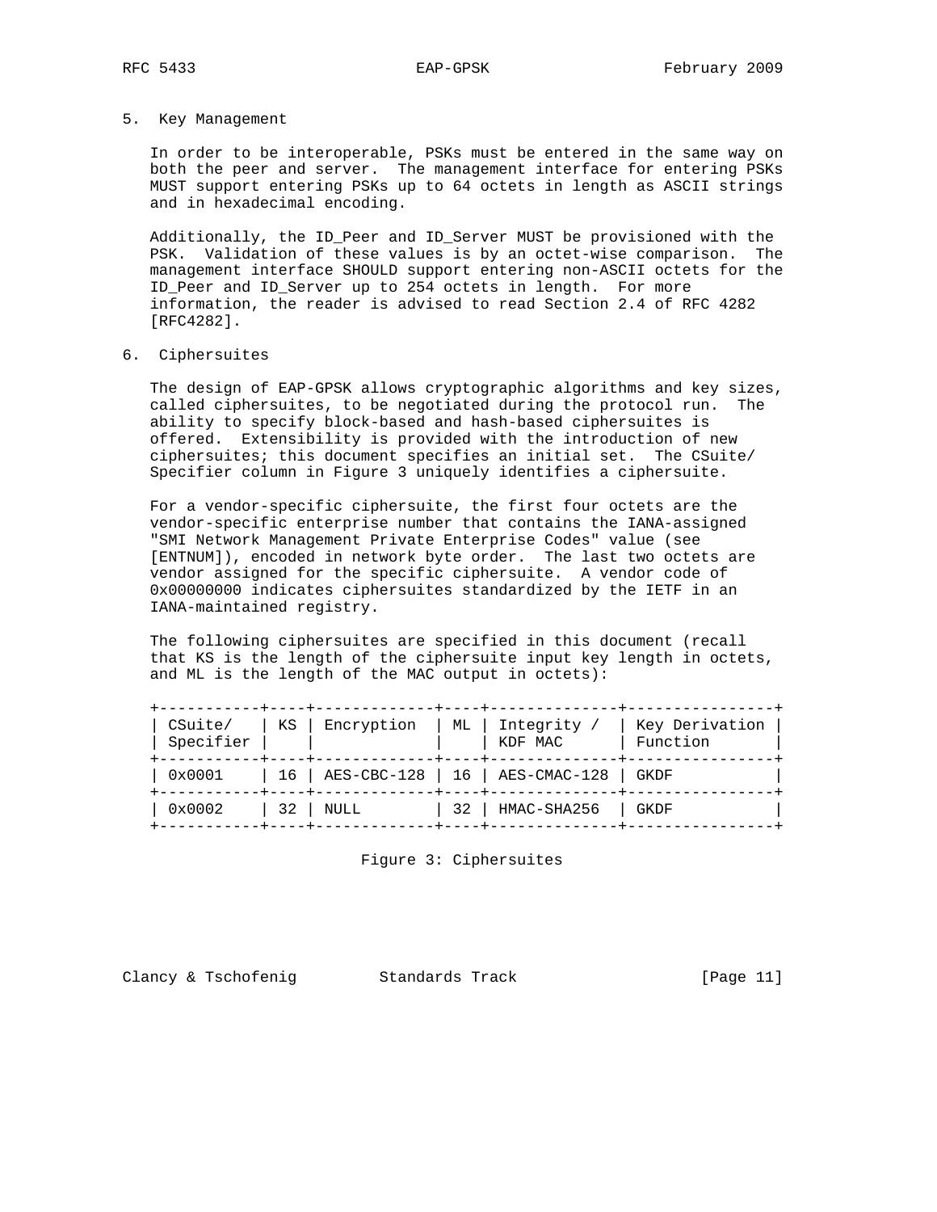## 5. Key Management

In order to be interoperable, PSKs must be entered in the same way on both the peer and server. The management interface for entering PSKs MUST support entering PSKs up to 64 octets in length as ASCII strings and in hexadecimal encoding.

Additionally, the ID_Peer and ID_Server MUST be provisioned with the PSK. Validation of these values is by an octet-wise comparison. The management interface SHOULD support entering non-ASCII octets for the ID_Peer and ID_Server up to 254 octets in length. For more information, the reader is advised to read Section 2.4 of RFC 4282 [RFC4282].

## 6. Ciphersuites

The design of EAP-GPSK allows cryptographic algorithms and key sizes, called ciphersuites, to be negotiated during the protocol run. The ability to specify block-based and hash-based ciphersuites is offered. Extensibility is provided with the introduction of new ciphersuites; this document specifies an initial set. The CSuite/Specifier column in Figure 3 uniquely identifies a ciphersuite.

For a vendor-specific ciphersuite, the first four octets are the vendor-specific enterprise number that contains the IANA-assigned "SMI Network Management Private Enterprise Codes" value (see [ENTNUM]), encoded in network byte order. The last two octets are vendor assigned for the specific ciphersuite. A vendor code of 0x00000000 indicates ciphersuites standardized by the IETF in an IANA-maintained registry.

The following ciphersuites are specified in this document (recall that KS is the length of the ciphersuite input key length in octets, and ML is the length of the MAC output in octets):

| CSuite/ Specifier | KS | Encryption | ML | Integrity / KDF MAC | Key Derivation Function |
|---|---|---|---|---|---|
| 0x0001 | 16 | AES-CBC-128 | 16 | AES-CMAC-128 | GKDF |
| 0x0002 | 32 | NULL | 32 | HMAC-SHA256 | GKDF |

Figure 3: Ciphersuites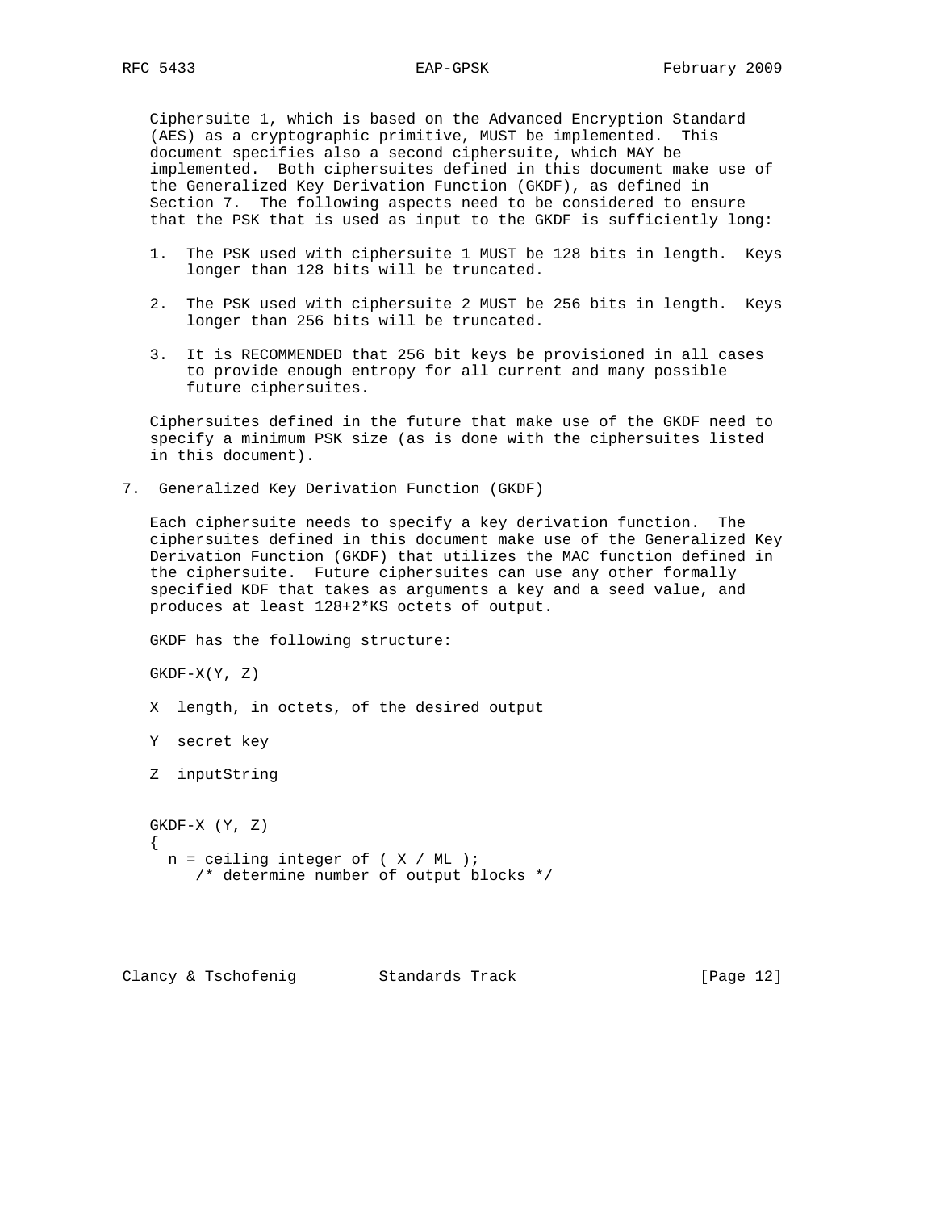Ciphersuite 1, which is based on the Advanced Encryption Standard (AES) as a cryptographic primitive, MUST be implemented. This document specifies also a second ciphersuite, which MAY be implemented. Both ciphersuites defined in this document make use of the Generalized Key Derivation Function (GKDF), as defined in Section 7. The following aspects need to be considered to ensure that the PSK that is used as input to the GKDF is sufficiently long:

1. The PSK used with ciphersuite 1 MUST be 128 bits in length. Keys longer than 128 bits will be truncated.

2. The PSK used with ciphersuite 2 MUST be 256 bits in length. Keys longer than 256 bits will be truncated.

3. It is RECOMMENDED that 256 bit keys be provisioned in all cases to provide enough entropy for all current and many possible future ciphersuites.

Ciphersuites defined in the future that make use of the GKDF need to specify a minimum PSK size (as is done with the ciphersuites listed in this document).

## 7. Generalized Key Derivation Function (GKDF)

Each ciphersuite needs to specify a key derivation function. The ciphersuites defined in this document make use of the Generalized Key Derivation Function (GKDF) that utilizes the MAC function defined in the ciphersuite. Future ciphersuites can use any other formally specified KDF that takes as arguments a key and a seed value, and produces at least 128+2*KS octets of output.

GKDF has the following structure:

GKDF-X(Y, Z)

X length, in octets, of the desired output

Y secret key

Z inputString

```
GKDF-X (Y, Z)
{
  n = ceiling integer of ( X / ML );
     /* determine number of output blocks */
```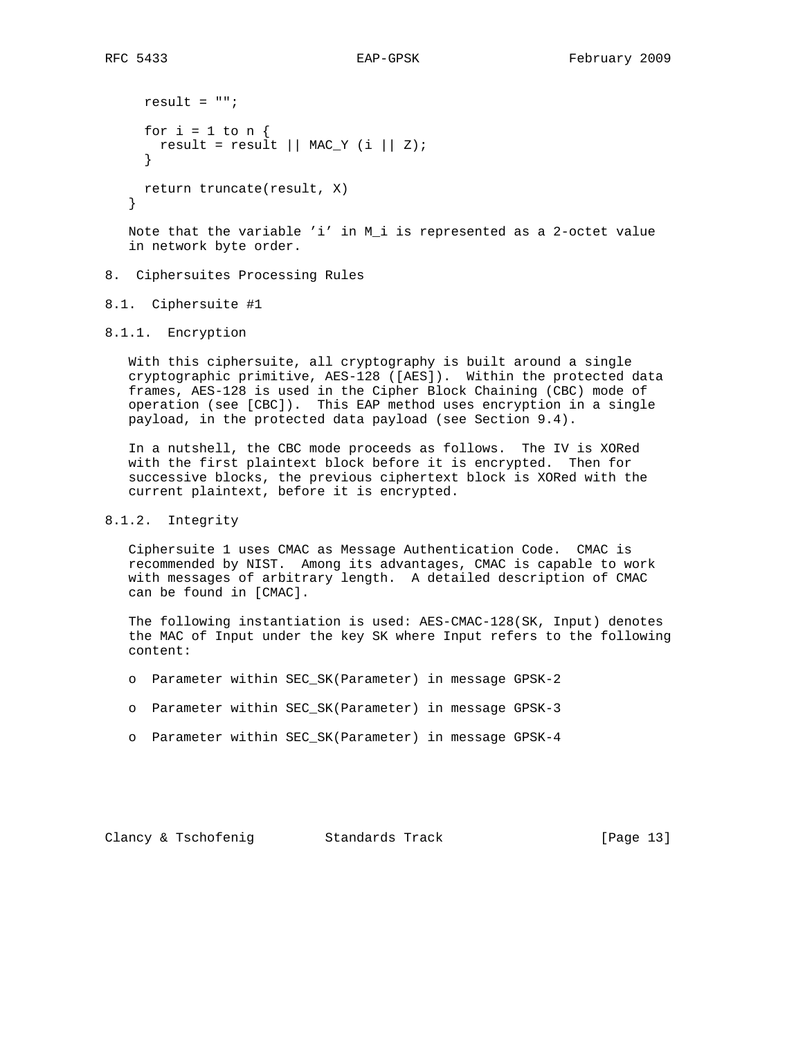```
   result = "";

   for i = 1 to n {
     result = result || MAC_Y (i || Z);
   }

   return truncate(result, X)
}
```

Note that the variable 'i' in M_i is represented as a 2-octet value in network byte order.

# 8. Ciphersuites Processing Rules

## 8.1. Ciphersuite #1

### 8.1.1. Encryption

With this ciphersuite, all cryptography is built around a single cryptographic primitive, AES-128 ([AES]). Within the protected data frames, AES-128 is used in the Cipher Block Chaining (CBC) mode of operation (see [CBC]). This EAP method uses encryption in a single payload, in the protected data payload (see Section 9.4).

In a nutshell, the CBC mode proceeds as follows. The IV is XORed with the first plaintext block before it is encrypted. Then for successive blocks, the previous ciphertext block is XORed with the current plaintext, before it is encrypted.

### 8.1.2. Integrity

Ciphersuite 1 uses CMAC as Message Authentication Code. CMAC is recommended by NIST. Among its advantages, CMAC is capable to work with messages of arbitrary length. A detailed description of CMAC can be found in [CMAC].

The following instantiation is used: AES-CMAC-128(SK, Input) denotes the MAC of Input under the key SK where Input refers to the following content:

- Parameter within SEC_SK(Parameter) in message GPSK-2
- Parameter within SEC_SK(Parameter) in message GPSK-3
- Parameter within SEC_SK(Parameter) in message GPSK-4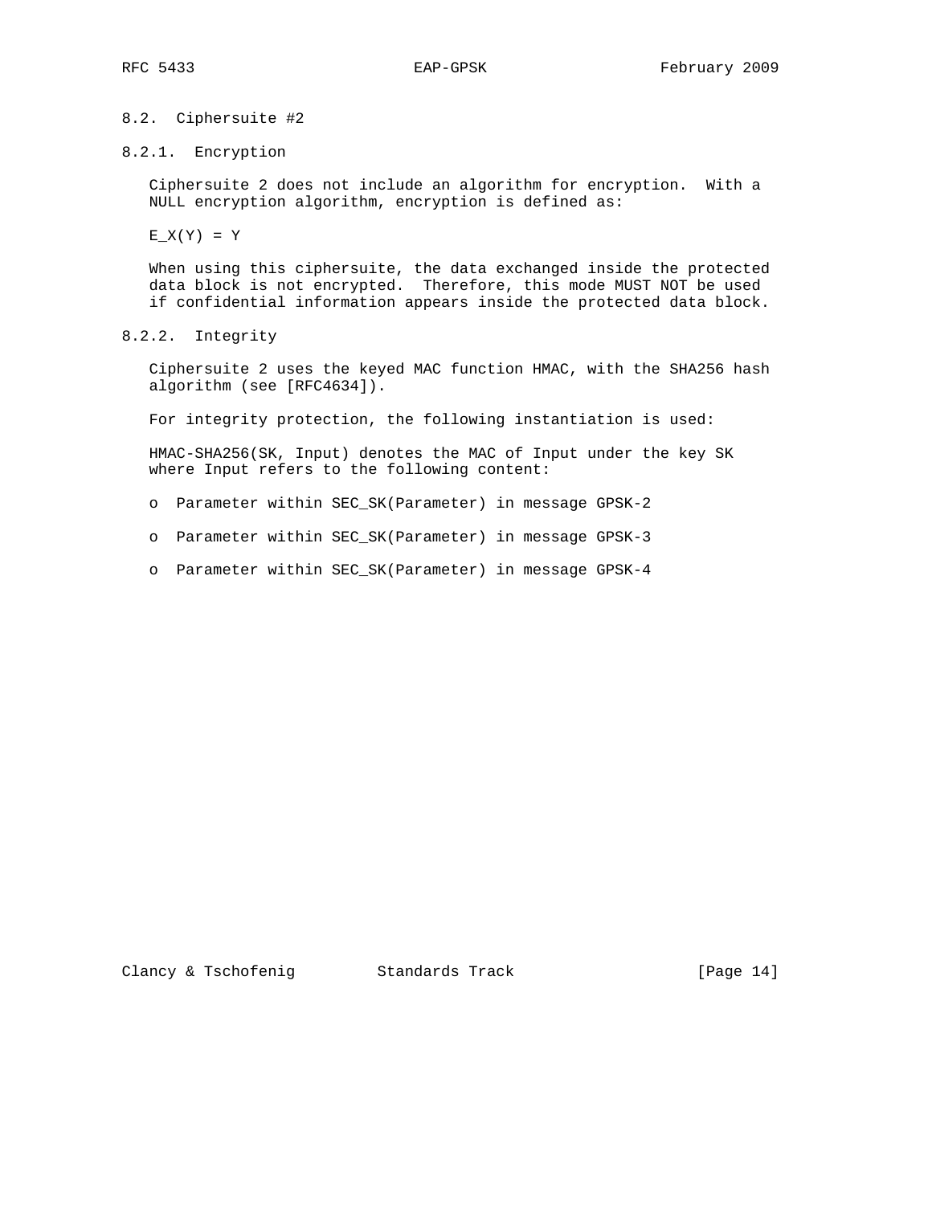### 8.2. Ciphersuite #2

#### 8.2.1. Encryption

Ciphersuite 2 does not include an algorithm for encryption. With a NULL encryption algorithm, encryption is defined as:

$E_X(Y) = Y$

When using this ciphersuite, the data exchanged inside the protected data block is not encrypted. Therefore, this mode MUST NOT be used if confidential information appears inside the protected data block.

#### 8.2.2. Integrity

Ciphersuite 2 uses the keyed MAC function HMAC, with the SHA256 hash algorithm (see [RFC4634]).

For integrity protection, the following instantiation is used:

HMAC-SHA256(SK, Input) denotes the MAC of Input under the key SK where Input refers to the following content:

- Parameter within SEC_SK(Parameter) in message GPSK-2
- Parameter within SEC_SK(Parameter) in message GPSK-3
- Parameter within SEC_SK(Parameter) in message GPSK-4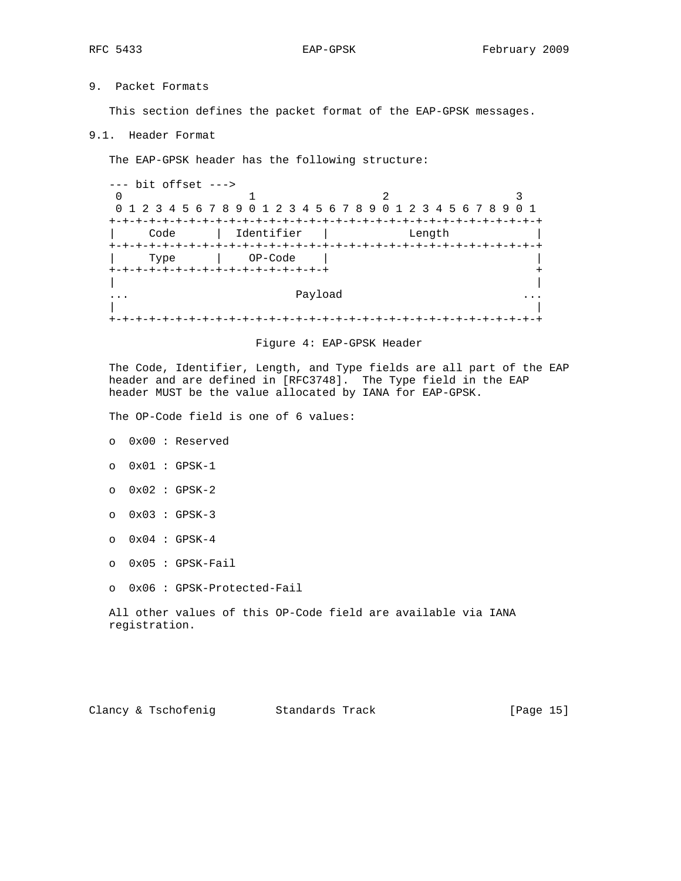## 9. Packet Formats

This section defines the packet format of the EAP-GPSK messages.

### 9.1. Header Format

The EAP-GPSK header has the following structure:

```
--- bit offset --->
 0                   1                   2                   3
 0 1 2 3 4 5 6 7 8 9 0 1 2 3 4 5 6 7 8 9 0 1 2 3 4 5 6 7 8 9 0 1
+-+-+-+-+-+-+-+-+-+-+-+-+-+-+-+-+-+-+-+-+-+-+-+-+-+-+-+-+-+-+-+-+
|     Code      |  Identifier   |            Length             |
+-+-+-+-+-+-+-+-+-+-+-+-+-+-+-+-+-+-+-+-+-+-+-+-+-+-+-+-+-+-+-+-+
|     Type      |    OP-Code    |                               |
+-+-+-+-+-+-+-+-+-+-+-+-+-+-+-+-+                               +
|                                                               |
...                          Payload                          ...
|                                                               |
+-+-+-+-+-+-+-+-+-+-+-+-+-+-+-+-+-+-+-+-+-+-+-+-+-+-+-+-+-+-+-+-+
```

Figure 4: EAP-GPSK Header

The Code, Identifier, Length, and Type fields are all part of the EAP header and are defined in [RFC3748]. The Type field in the EAP header MUST be the value allocated by IANA for EAP-GPSK.

The OP-Code field is one of 6 values:

- 0x00 : Reserved
- 0x01 : GPSK-1
- 0x02 : GPSK-2
- 0x03 : GPSK-3
- 0x04 : GPSK-4
- 0x05 : GPSK-Fail
- 0x06 : GPSK-Protected-Fail

All other values of this OP-Code field are available via IANA registration.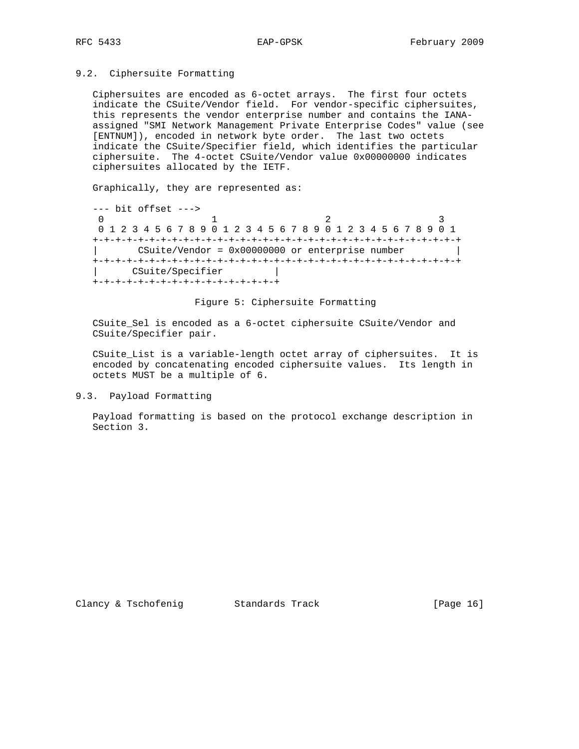## 9.2. Ciphersuite Formatting

Ciphersuites are encoded as 6-octet arrays. The first four octets indicate the CSuite/Vendor field. For vendor-specific ciphersuites, this represents the vendor enterprise number and contains the IANA-assigned "SMI Network Management Private Enterprise Codes" value (see [ENTNUM]), encoded in network byte order. The last two octets indicate the CSuite/Specifier field, which identifies the particular ciphersuite. The 4-octet CSuite/Vendor value 0x00000000 indicates ciphersuites allocated by the IETF.

Graphically, they are represented as:

```
--- bit offset --->
 0                   1                   2                   3
 0 1 2 3 4 5 6 7 8 9 0 1 2 3 4 5 6 7 8 9 0 1 2 3 4 5 6 7 8 9 0 1
+-+-+-+-+-+-+-+-+-+-+-+-+-+-+-+-+-+-+-+-+-+-+-+-+-+-+-+-+-+-+-+-+
|       CSuite/Vendor = 0x00000000 or enterprise number         |
+-+-+-+-+-+-+-+-+-+-+-+-+-+-+-+-+-+-+-+-+-+-+-+-+-+-+-+-+-+-+-+-+
|      CSuite/Specifier         |
+-+-+-+-+-+-+-+-+-+-+-+-+-+-+-+-+
```

Figure 5: Ciphersuite Formatting

CSuite_Sel is encoded as a 6-octet ciphersuite CSuite/Vendor and CSuite/Specifier pair.

CSuite_List is a variable-length octet array of ciphersuites. It is encoded by concatenating encoded ciphersuite values. Its length in octets MUST be a multiple of 6.

## 9.3. Payload Formatting

Payload formatting is based on the protocol exchange description in Section 3.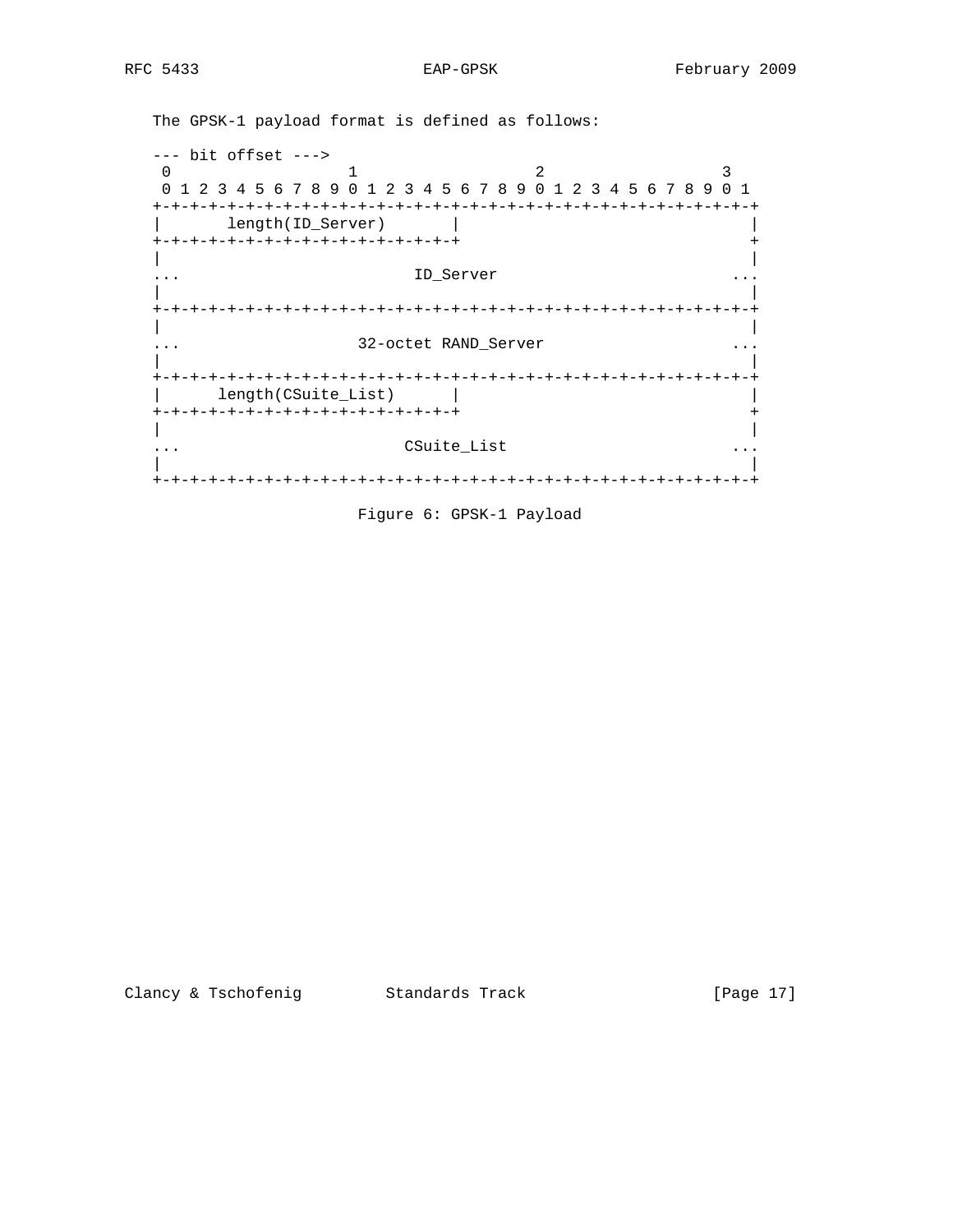The GPSK-1 payload format is defined as follows:

```
--- bit offset --->
 0                   1                   2                   3
 0 1 2 3 4 5 6 7 8 9 0 1 2 3 4 5 6 7 8 9 0 1 2 3 4 5 6 7 8 9 0 1
+-+-+-+-+-+-+-+-+-+-+-+-+-+-+-+-+-+-+-+-+-+-+-+-+-+-+-+-+-+-+-+-+
|       length(ID_Server)       |                               |
+-+-+-+-+-+-+-+-+-+-+-+-+-+-+-+-+                               +
|                                                               |
...                         ID_Server                         ...
|                                                               |
+-+-+-+-+-+-+-+-+-+-+-+-+-+-+-+-+-+-+-+-+-+-+-+-+-+-+-+-+-+-+-+-+
|                                                               |
...                  32-octet RAND_Server                     ...
|                                                               |
+-+-+-+-+-+-+-+-+-+-+-+-+-+-+-+-+-+-+-+-+-+-+-+-+-+-+-+-+-+-+-+-+
|      length(CSuite_List)      |                               |
+-+-+-+-+-+-+-+-+-+-+-+-+-+-+-+-+                               +
|                                                               |
...                        CSuite_List                        ...
|                                                               |
+-+-+-+-+-+-+-+-+-+-+-+-+-+-+-+-+-+-+-+-+-+-+-+-+-+-+-+-+-+-+-+-+
```

Figure 6: GPSK-1 Payload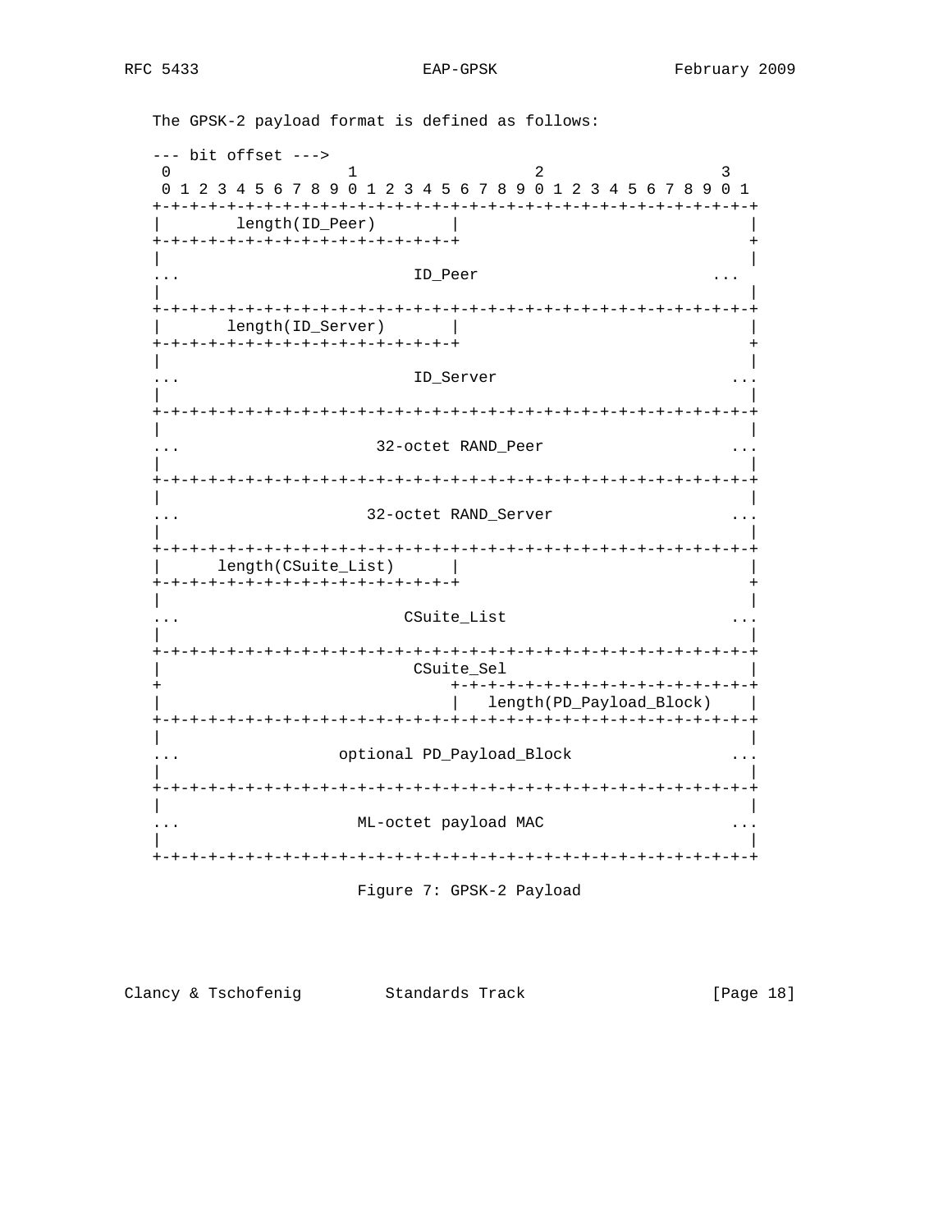The GPSK-2 payload format is defined as follows:

```
--- bit offset --->
 0                   1                   2                   3
 0 1 2 3 4 5 6 7 8 9 0 1 2 3 4 5 6 7 8 9 0 1 2 3 4 5 6 7 8 9 0 1
+-+-+-+-+-+-+-+-+-+-+-+-+-+-+-+-+-+-+-+-+-+-+-+-+-+-+-+-+-+-+-+-+
|        length(ID_Peer)        |                               |
+-+-+-+-+-+-+-+-+-+-+-+-+-+-+-+-+                               +
|                                                               |
...                            ID_Peer                        ...
|                                                               |
+-+-+-+-+-+-+-+-+-+-+-+-+-+-+-+-+-+-+-+-+-+-+-+-+-+-+-+-+-+-+-+-+
|       length(ID_Server)       |                               |
+-+-+-+-+-+-+-+-+-+-+-+-+-+-+-+-+                               +
|                                                               |
...                            ID_Server                      ...
|                                                               |
+-+-+-+-+-+-+-+-+-+-+-+-+-+-+-+-+-+-+-+-+-+-+-+-+-+-+-+-+-+-+-+-+
|                                                               |
...                        32-octet RAND_Peer                 ...
|                                                               |
+-+-+-+-+-+-+-+-+-+-+-+-+-+-+-+-+-+-+-+-+-+-+-+-+-+-+-+-+-+-+-+-+
|                                                               |
...                       32-octet RAND_Server                ...
|                                                               |
+-+-+-+-+-+-+-+-+-+-+-+-+-+-+-+-+-+-+-+-+-+-+-+-+-+-+-+-+-+-+-+-+
|      length(CSuite_List)      |                               |
+-+-+-+-+-+-+-+-+-+-+-+-+-+-+-+-+                               +
|                                                               |
...                           CSuite_List                     ...
|                                                               |
+-+-+-+-+-+-+-+-+-+-+-+-+-+-+-+-+-+-+-+-+-+-+-+-+-+-+-+-+-+-+-+-+
|                            CSuite_Sel                         |
+                               +-+-+-+-+-+-+-+-+-+-+-+-+-+-+-+-+
|                               |   length(PD_Payload_Block)    |
+-+-+-+-+-+-+-+-+-+-+-+-+-+-+-+-+-+-+-+-+-+-+-+-+-+-+-+-+-+-+-+-+
|                                                               |
...                  optional PD_Payload_Block                ...
|                                                               |
+-+-+-+-+-+-+-+-+-+-+-+-+-+-+-+-+-+-+-+-+-+-+-+-+-+-+-+-+-+-+-+-+
|                                                               |
...                     ML-octet payload MAC                  ...
|                                                               |
+-+-+-+-+-+-+-+-+-+-+-+-+-+-+-+-+-+-+-+-+-+-+-+-+-+-+-+-+-+-+-+-+
```

Figure 7: GPSK-2 Payload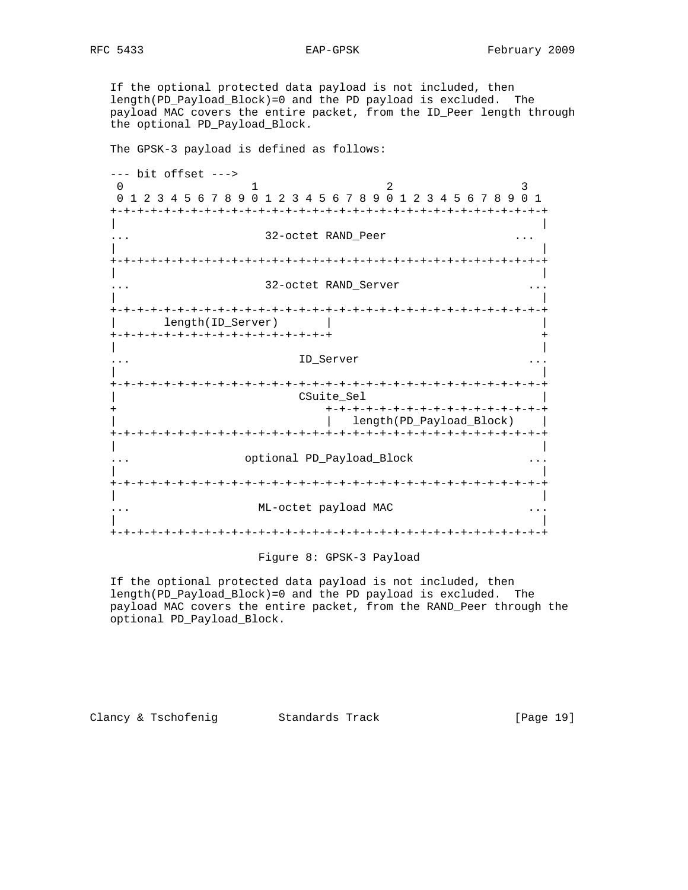If the optional protected data payload is not included, then length(PD_Payload_Block)=0 and the PD payload is excluded. The payload MAC covers the entire packet, from the ID_Peer length through the optional PD_Payload_Block.

The GPSK-3 payload is defined as follows:

```
--- bit offset --->
 0                   1                   2                   3
 0 1 2 3 4 5 6 7 8 9 0 1 2 3 4 5 6 7 8 9 0 1 2 3 4 5 6 7 8 9 0 1
+-+-+-+-+-+-+-+-+-+-+-+-+-+-+-+-+-+-+-+-+-+-+-+-+-+-+-+-+-+-+-+-+
|                                                               |
...                    32-octet RAND_Peer                     ...
|                                                               |
+-+-+-+-+-+-+-+-+-+-+-+-+-+-+-+-+-+-+-+-+-+-+-+-+-+-+-+-+-+-+-+-+
|                                                               |
...                    32-octet RAND_Server                     ...
|                                                               |
+-+-+-+-+-+-+-+-+-+-+-+-+-+-+-+-+-+-+-+-+-+-+-+-+-+-+-+-+-+-+-+-+
|       length(ID_Server)       |                               |
+-+-+-+-+-+-+-+-+-+-+-+-+-+-+-+-+                               +
|                                                               |
...                         ID_Server                           ...
|                                                               |
+-+-+-+-+-+-+-+-+-+-+-+-+-+-+-+-+-+-+-+-+-+-+-+-+-+-+-+-+-+-+-+-+
|                           CSuite_Sel                          |
+                               +-+-+-+-+-+-+-+-+-+-+-+-+-+-+-+-+
|                               |   length(PD_Payload_Block)    |
+-+-+-+-+-+-+-+-+-+-+-+-+-+-+-+-+-+-+-+-+-+-+-+-+-+-+-+-+-+-+-+-+
|                                                               |
...                 optional PD_Payload_Block                   ...
|                                                               |
+-+-+-+-+-+-+-+-+-+-+-+-+-+-+-+-+-+-+-+-+-+-+-+-+-+-+-+-+-+-+-+-+
|                                                               |
...                   ML-octet payload MAC                      ...
|                                                               |
+-+-+-+-+-+-+-+-+-+-+-+-+-+-+-+-+-+-+-+-+-+-+-+-+-+-+-+-+-+-+-+-+
```

Figure 8: GPSK-3 Payload

If the optional protected data payload is not included, then length(PD_Payload_Block)=0 and the PD payload is excluded. The payload MAC covers the entire packet, from the RAND_Peer through the optional PD_Payload_Block.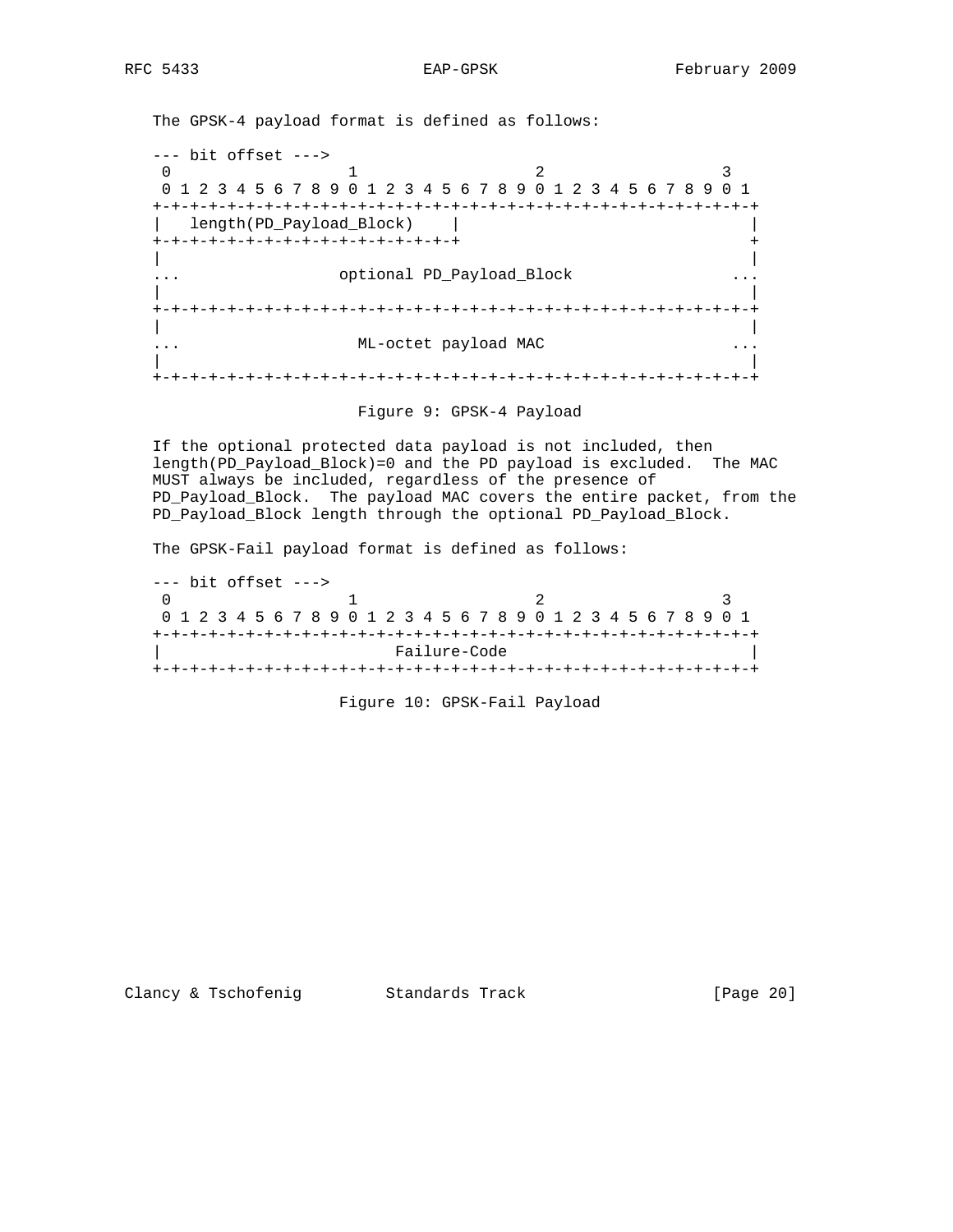The GPSK-4 payload format is defined as follows:

```
--- bit offset --->
 0                   1                   2                   3
 0 1 2 3 4 5 6 7 8 9 0 1 2 3 4 5 6 7 8 9 0 1 2 3 4 5 6 7 8 9 0 1
+-+-+-+-+-+-+-+-+-+-+-+-+-+-+-+-+-+-+-+-+-+-+-+-+-+-+-+-+-+-+-+-+
|   length(PD_Payload_Block)    |                               |
+-+-+-+-+-+-+-+-+-+-+-+-+-+-+-+-+                               +
|                                                               |
...                 optional PD_Payload_Block                 ...
|                                                               |
+-+-+-+-+-+-+-+-+-+-+-+-+-+-+-+-+-+-+-+-+-+-+-+-+-+-+-+-+-+-+-+-+
|                                                               |
...                   ML-octet payload MAC                    ...
|                                                               |
+-+-+-+-+-+-+-+-+-+-+-+-+-+-+-+-+-+-+-+-+-+-+-+-+-+-+-+-+-+-+-+-+
```

Figure 9: GPSK-4 Payload

If the optional protected data payload is not included, then length(PD_Payload_Block)=0 and the PD payload is excluded. The MAC MUST always be included, regardless of the presence of PD_Payload_Block. The payload MAC covers the entire packet, from the PD_Payload_Block length through the optional PD_Payload_Block.

The GPSK-Fail payload format is defined as follows:

```
--- bit offset --->
 0                   1                   2                   3
 0 1 2 3 4 5 6 7 8 9 0 1 2 3 4 5 6 7 8 9 0 1 2 3 4 5 6 7 8 9 0 1
+-+-+-+-+-+-+-+-+-+-+-+-+-+-+-+-+-+-+-+-+-+-+-+-+-+-+-+-+-+-+-+-+
|                         Failure-Code                          |
+-+-+-+-+-+-+-+-+-+-+-+-+-+-+-+-+-+-+-+-+-+-+-+-+-+-+-+-+-+-+-+-+
```

Figure 10: GPSK-Fail Payload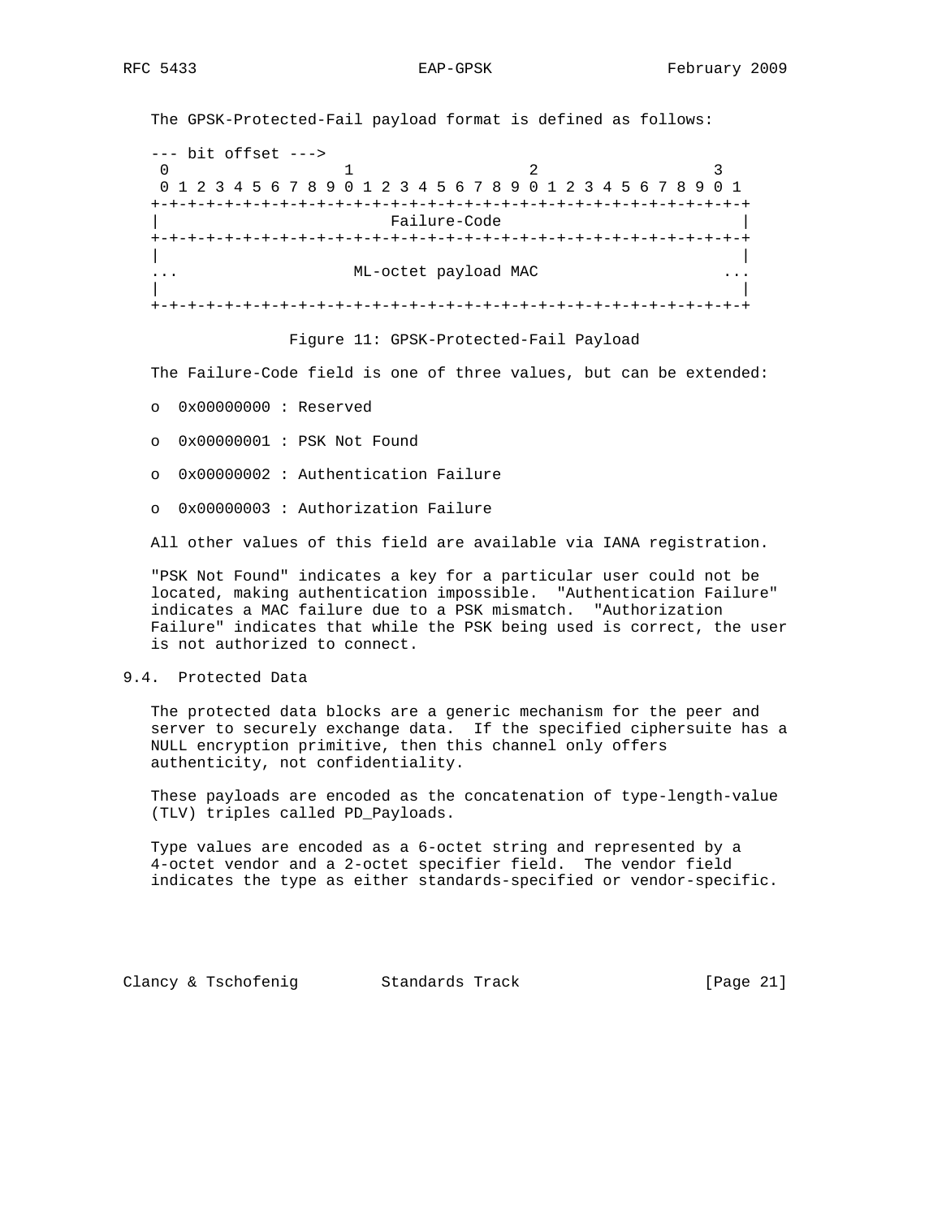The GPSK-Protected-Fail payload format is defined as follows:

```
--- bit offset --->
 0                   1                   2                   3
 0 1 2 3 4 5 6 7 8 9 0 1 2 3 4 5 6 7 8 9 0 1 2 3 4 5 6 7 8 9 0 1
+-+-+-+-+-+-+-+-+-+-+-+-+-+-+-+-+-+-+-+-+-+-+-+-+-+-+-+-+-+-+-+-+
|                          Failure-Code                         |
+-+-+-+-+-+-+-+-+-+-+-+-+-+-+-+-+-+-+-+-+-+-+-+-+-+-+-+-+-+-+-+-+
|                                                               |
...                   ML-octet payload MAC                    ...
|                                                               |
+-+-+-+-+-+-+-+-+-+-+-+-+-+-+-+-+-+-+-+-+-+-+-+-+-+-+-+-+-+-+-+-+
```

Figure 11: GPSK-Protected-Fail Payload

The Failure-Code field is one of three values, but can be extended:

- 0x00000000 : Reserved
- 0x00000001 : PSK Not Found
- 0x00000002 : Authentication Failure
- 0x00000003 : Authorization Failure

All other values of this field are available via IANA registration.

"PSK Not Found" indicates a key for a particular user could not be located, making authentication impossible. "Authentication Failure" indicates a MAC failure due to a PSK mismatch. "Authorization Failure" indicates that while the PSK being used is correct, the user is not authorized to connect.

## 9.4. Protected Data

The protected data blocks are a generic mechanism for the peer and server to securely exchange data. If the specified ciphersuite has a NULL encryption primitive, then this channel only offers authenticity, not confidentiality.

These payloads are encoded as the concatenation of type-length-value (TLV) triples called PD_Payloads.

Type values are encoded as a 6-octet string and represented by a 4-octet vendor and a 2-octet specifier field. The vendor field indicates the type as either standards-specified or vendor-specific.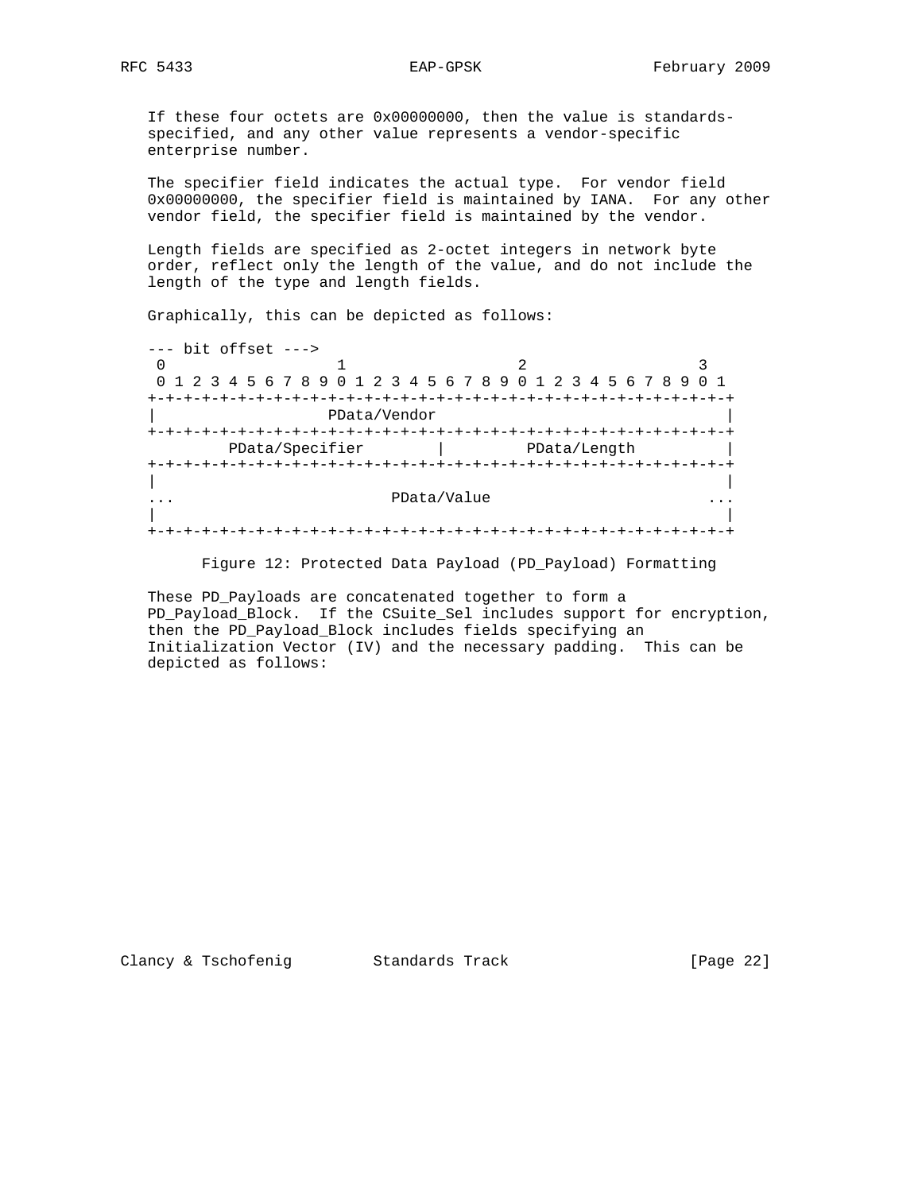If these four octets are 0x00000000, then the value is standards-specified, and any other value represents a vendor-specific enterprise number.

The specifier field indicates the actual type. For vendor field 0x00000000, the specifier field is maintained by IANA. For any other vendor field, the specifier field is maintained by the vendor.

Length fields are specified as 2-octet integers in network byte order, reflect only the length of the value, and do not include the length of the type and length fields.

Graphically, this can be depicted as follows:

```
--- bit offset --->
 0                   1                   2                   3
 0 1 2 3 4 5 6 7 8 9 0 1 2 3 4 5 6 7 8 9 0 1 2 3 4 5 6 7 8 9 0 1
+-+-+-+-+-+-+-+-+-+-+-+-+-+-+-+-+-+-+-+-+-+-+-+-+-+-+-+-+-+-+-+-+
|                  PData/Vendor                                 |
+-+-+-+-+-+-+-+-+-+-+-+-+-+-+-+-+-+-+-+-+-+-+-+-+-+-+-+-+-+-+-+-+
        PData/Specifier        |         PData/Length          |
+-+-+-+-+-+-+-+-+-+-+-+-+-+-+-+-+-+-+-+-+-+-+-+-+-+-+-+-+-+-+-+-+
|                                                               |
...                        PData/Value                        ...
|                                                               |
+-+-+-+-+-+-+-+-+-+-+-+-+-+-+-+-+-+-+-+-+-+-+-+-+-+-+-+-+-+-+-+-+
```

Figure 12: Protected Data Payload (PD_Payload) Formatting

These PD_Payloads are concatenated together to form a PD_Payload_Block. If the CSuite_Sel includes support for encryption, then the PD_Payload_Block includes fields specifying an Initialization Vector (IV) and the necessary padding. This can be depicted as follows: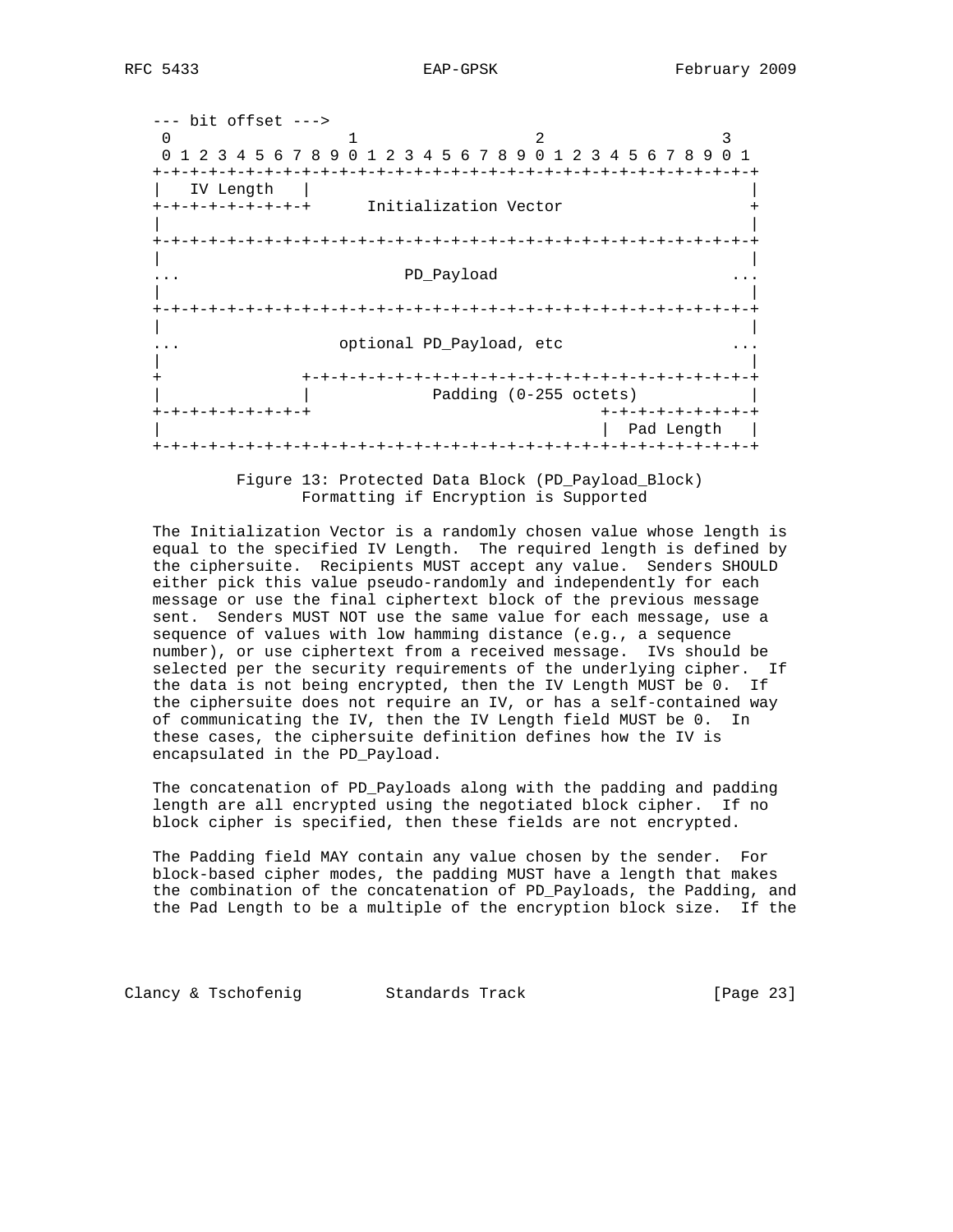```
--- bit offset --->
 0                   1                   2                   3
 0 1 2 3 4 5 6 7 8 9 0 1 2 3 4 5 6 7 8 9 0 1 2 3 4 5 6 7 8 9 0 1
+-+-+-+-+-+-+-+-+-+-+-+-+-+-+-+-+-+-+-+-+-+-+-+-+-+-+-+-+-+-+-+-+
|   IV Length   |                                               |
+-+-+-+-+-+-+-+-+      Initialization Vector                    +
|                                                               |
+-+-+-+-+-+-+-+-+-+-+-+-+-+-+-+-+-+-+-+-+-+-+-+-+-+-+-+-+-+-+-+-+
|                                                               |
...                         PD_Payload                        ...
|                                                               |
+-+-+-+-+-+-+-+-+-+-+-+-+-+-+-+-+-+-+-+-+-+-+-+-+-+-+-+-+-+-+-+-+
|                                                               |
...                 optional PD_Payload, etc                  ...
|                                                               |
+               +-+-+-+-+-+-+-+-+-+-+-+-+-+-+-+-+-+-+-+-+-+-+-+-+
|               |             Padding (0-255 octets)            |
+-+-+-+-+-+-+-+-+                               +-+-+-+-+-+-+-+-+
|                                               |  Pad Length   |
+-+-+-+-+-+-+-+-+-+-+-+-+-+-+-+-+-+-+-+-+-+-+-+-+-+-+-+-+-+-+-+-+
```

Figure 13: Protected Data Block (PD_Payload_Block)
Formatting if Encryption is Supported

The Initialization Vector is a randomly chosen value whose length is equal to the specified IV Length. The required length is defined by the ciphersuite. Recipients MUST accept any value. Senders SHOULD either pick this value pseudo-randomly and independently for each message or use the final ciphertext block of the previous message sent. Senders MUST NOT use the same value for each message, use a sequence of values with low hamming distance (e.g., a sequence number), or use ciphertext from a received message. IVs should be selected per the security requirements of the underlying cipher. If the data is not being encrypted, then the IV Length MUST be 0. If the ciphersuite does not require an IV, or has a self-contained way of communicating the IV, then the IV Length field MUST be 0. In these cases, the ciphersuite definition defines how the IV is encapsulated in the PD_Payload.

The concatenation of PD_Payloads along with the padding and padding length are all encrypted using the negotiated block cipher. If no block cipher is specified, then these fields are not encrypted.

The Padding field MAY contain any value chosen by the sender. For block-based cipher modes, the padding MUST have a length that makes the combination of the concatenation of PD_Payloads, the Padding, and the Pad Length to be a multiple of the encryption block size. If the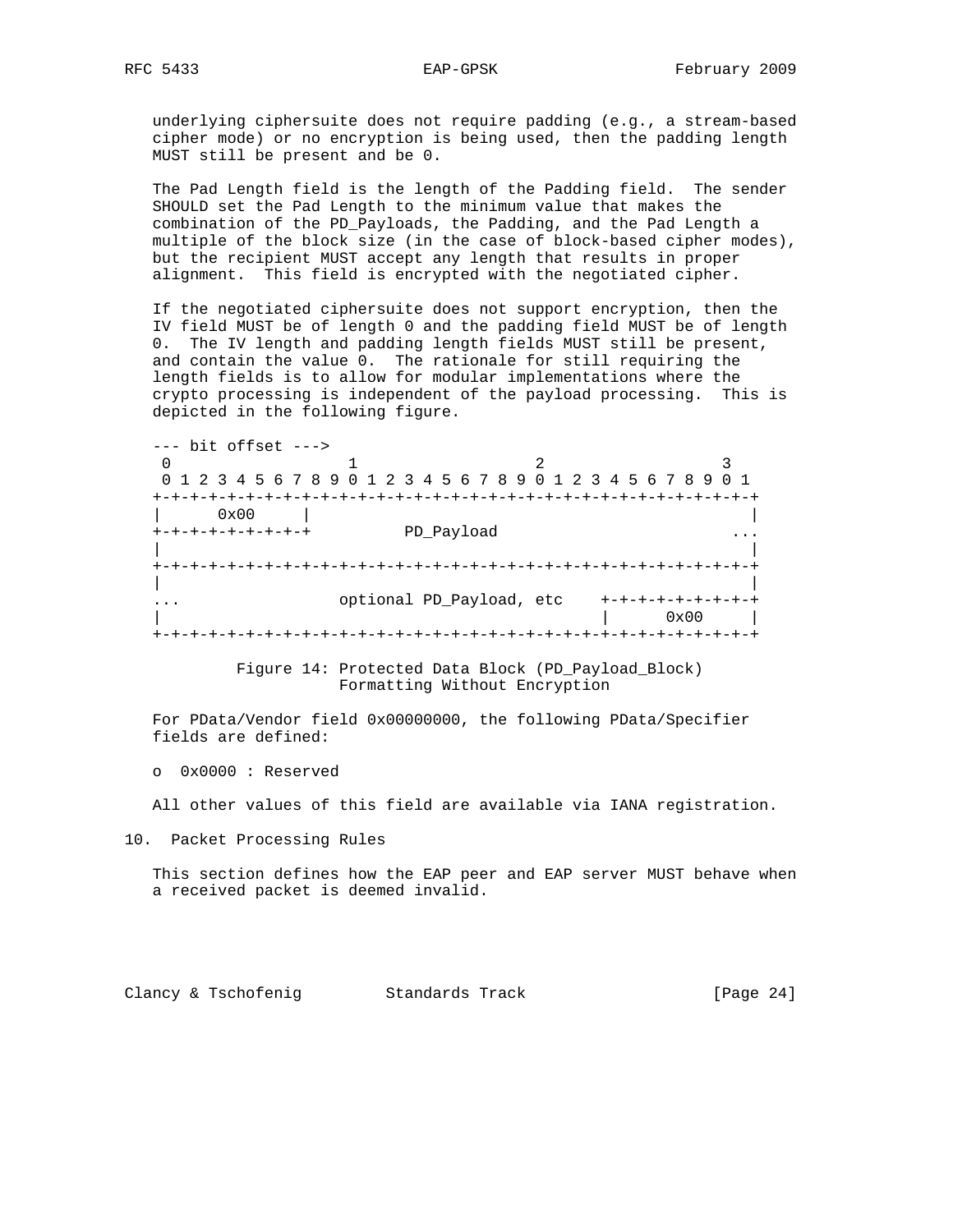underlying ciphersuite does not require padding (e.g., a stream-based cipher mode) or no encryption is being used, then the padding length MUST still be present and be 0.

The Pad Length field is the length of the Padding field. The sender SHOULD set the Pad Length to the minimum value that makes the combination of the PD_Payloads, the Padding, and the Pad Length a multiple of the block size (in the case of block-based cipher modes), but the recipient MUST accept any length that results in proper alignment. This field is encrypted with the negotiated cipher.

If the negotiated ciphersuite does not support encryption, then the IV field MUST be of length 0 and the padding field MUST be of length 0. The IV length and padding length fields MUST still be present, and contain the value 0. The rationale for still requiring the length fields is to allow for modular implementations where the crypto processing is independent of the payload processing. This is depicted in the following figure.

```
--- bit offset --->
 0                   1                   2                   3
 0 1 2 3 4 5 6 7 8 9 0 1 2 3 4 5 6 7 8 9 0 1 2 3 4 5 6 7 8 9 0 1
+-+-+-+-+-+-+-+-+-+-+-+-+-+-+-+-+-+-+-+-+-+-+-+-+-+-+-+-+-+-+-+-+
|      0x00     |                                               |
+-+-+-+-+-+-+-+-+          PD_Payload                         ...
|                                                               |
+-+-+-+-+-+-+-+-+-+-+-+-+-+-+-+-+-+-+-+-+-+-+-+-+-+-+-+-+-+-+-+-+
|                                                               |
...                optional PD_Payload, etc    +-+-+-+-+-+-+-+-+
|                                              |      0x00     |
+-+-+-+-+-+-+-+-+-+-+-+-+-+-+-+-+-+-+-+-+-+-+-+-+-+-+-+-+-+-+-+-+
```

Figure 14: Protected Data Block (PD_Payload_Block) Formatting Without Encryption

For PData/Vendor field 0x00000000, the following PData/Specifier fields are defined:

- 0x0000 : Reserved

All other values of this field are available via IANA registration.

## 10. Packet Processing Rules

This section defines how the EAP peer and EAP server MUST behave when a received packet is deemed invalid.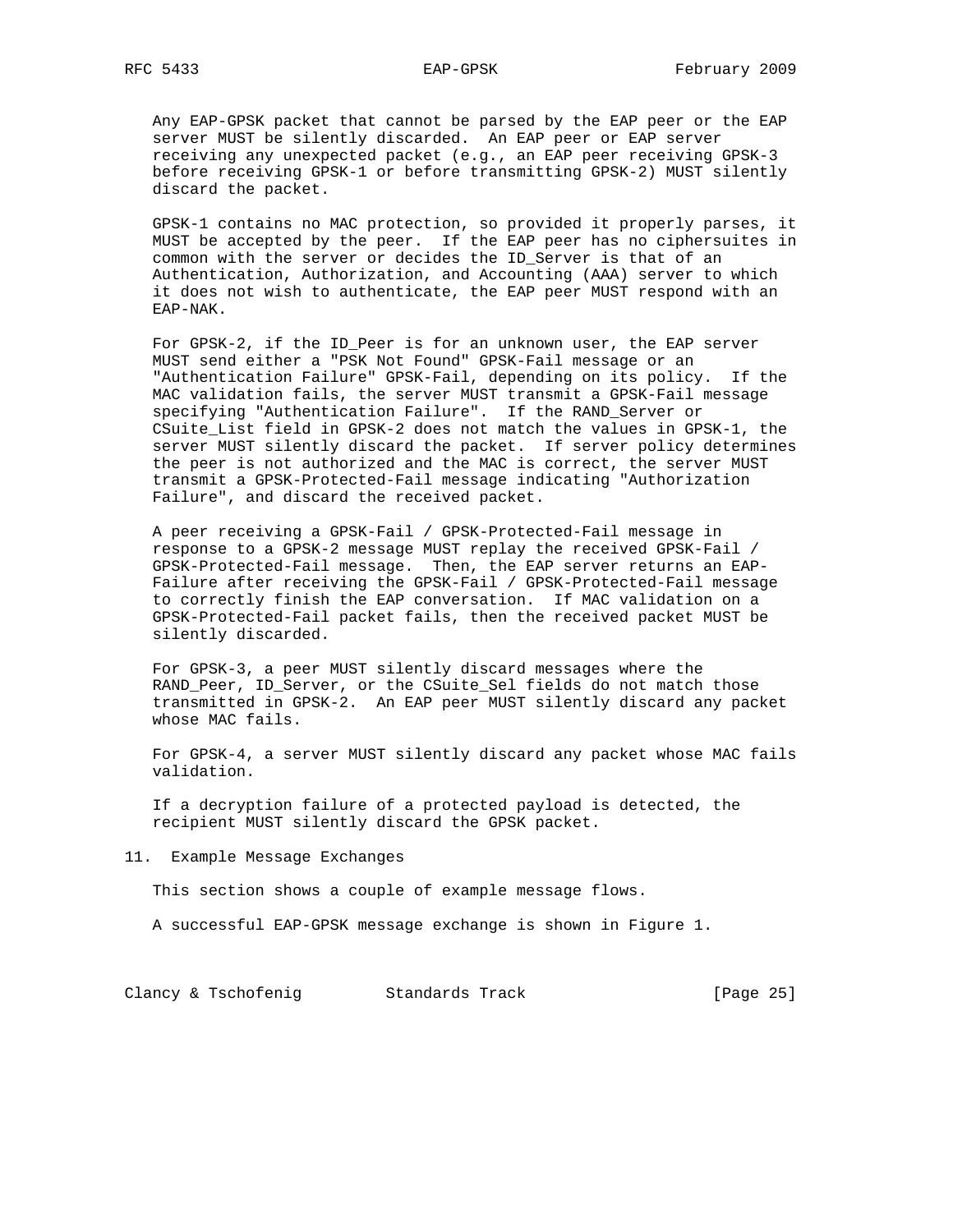Any EAP-GPSK packet that cannot be parsed by the EAP peer or the EAP server MUST be silently discarded. An EAP peer or EAP server receiving any unexpected packet (e.g., an EAP peer receiving GPSK-3 before receiving GPSK-1 or before transmitting GPSK-2) MUST silently discard the packet.

GPSK-1 contains no MAC protection, so provided it properly parses, it MUST be accepted by the peer. If the EAP peer has no ciphersuites in common with the server or decides the ID_Server is that of an Authentication, Authorization, and Accounting (AAA) server to which it does not wish to authenticate, the EAP peer MUST respond with an EAP-NAK.

For GPSK-2, if the ID_Peer is for an unknown user, the EAP server MUST send either a "PSK Not Found" GPSK-Fail message or an "Authentication Failure" GPSK-Fail, depending on its policy. If the MAC validation fails, the server MUST transmit a GPSK-Fail message specifying "Authentication Failure". If the RAND_Server or CSuite_List field in GPSK-2 does not match the values in GPSK-1, the server MUST silently discard the packet. If server policy determines the peer is not authorized and the MAC is correct, the server MUST transmit a GPSK-Protected-Fail message indicating "Authorization Failure", and discard the received packet.

A peer receiving a GPSK-Fail / GPSK-Protected-Fail message in response to a GPSK-2 message MUST replay the received GPSK-Fail / GPSK-Protected-Fail message. Then, the EAP server returns an EAP-Failure after receiving the GPSK-Fail / GPSK-Protected-Fail message to correctly finish the EAP conversation. If MAC validation on a GPSK-Protected-Fail packet fails, then the received packet MUST be silently discarded.

For GPSK-3, a peer MUST silently discard messages where the RAND_Peer, ID_Server, or the CSuite_Sel fields do not match those transmitted in GPSK-2. An EAP peer MUST silently discard any packet whose MAC fails.

For GPSK-4, a server MUST silently discard any packet whose MAC fails validation.

If a decryption failure of a protected payload is detected, the recipient MUST silently discard the GPSK packet.

## 11. Example Message Exchanges

This section shows a couple of example message flows.

A successful EAP-GPSK message exchange is shown in Figure 1.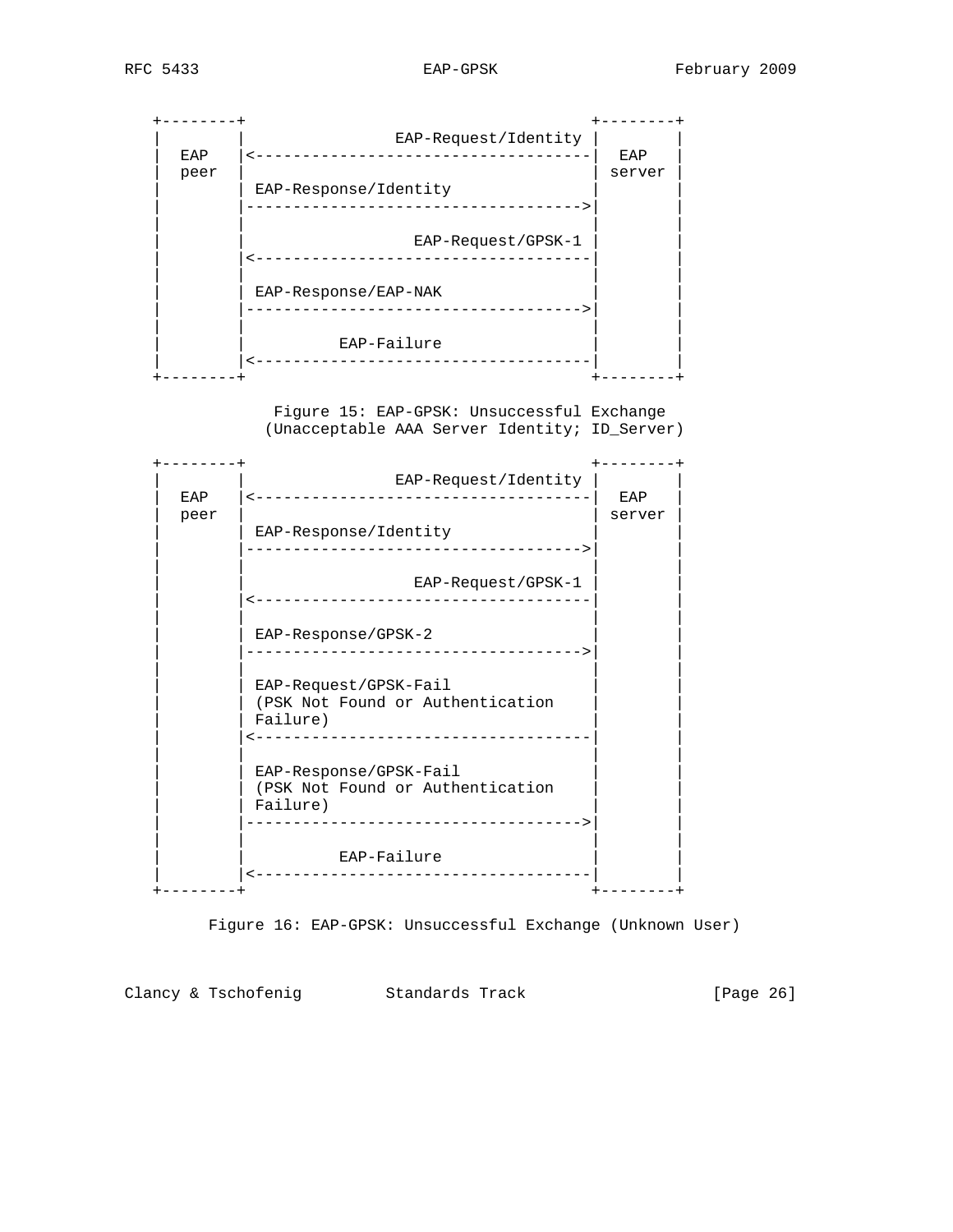```
+--------+                                     +--------+
|        |                EAP-Request/Identity |        |
|  EAP   |<------------------------------------|  EAP   |
|  peer  |                                     | server |
|        | EAP-Response/Identity               |        |
|        |------------------------------------>|        |
|        |                                     |        |
|        |                  EAP-Request/GPSK-1 |        |
|        |<------------------------------------|        |
|        |                                     |        |
|        | EAP-Response/EAP-NAK                |        |
|        |------------------------------------>|        |
|        |                                     |        |
|        |          EAP-Failure                |        |
|        |<------------------------------------|        |
+--------+                                     +--------+
```

Figure 15: EAP-GPSK: Unsuccessful Exchange (Unacceptable AAA Server Identity; ID_Server)

```
+--------+                                     +--------+
|        |                EAP-Request/Identity |        |
|  EAP   |<------------------------------------|  EAP   |
|  peer  |                                     | server |
|        | EAP-Response/Identity               |        |
|        |------------------------------------>|        |
|        |                                     |        |
|        |                  EAP-Request/GPSK-1 |        |
|        |<------------------------------------|        |
|        |                                     |        |
|        | EAP-Response/GPSK-2                 |        |
|        |------------------------------------>|        |
|        |                                     |        |
|        | EAP-Request/GPSK-Fail               |        |
|        | (PSK Not Found or Authentication    |        |
|        | Failure)                            |        |
|        |<------------------------------------|        |
|        |                                     |        |
|        | EAP-Response/GPSK-Fail              |        |
|        | (PSK Not Found or Authentication    |        |
|        | Failure)                            |        |
|        |------------------------------------>|        |
|        |                                     |        |
|        |          EAP-Failure                |        |
|        |<------------------------------------|        |
+--------+                                     +--------+
```

Figure 16: EAP-GPSK: Unsuccessful Exchange (Unknown User)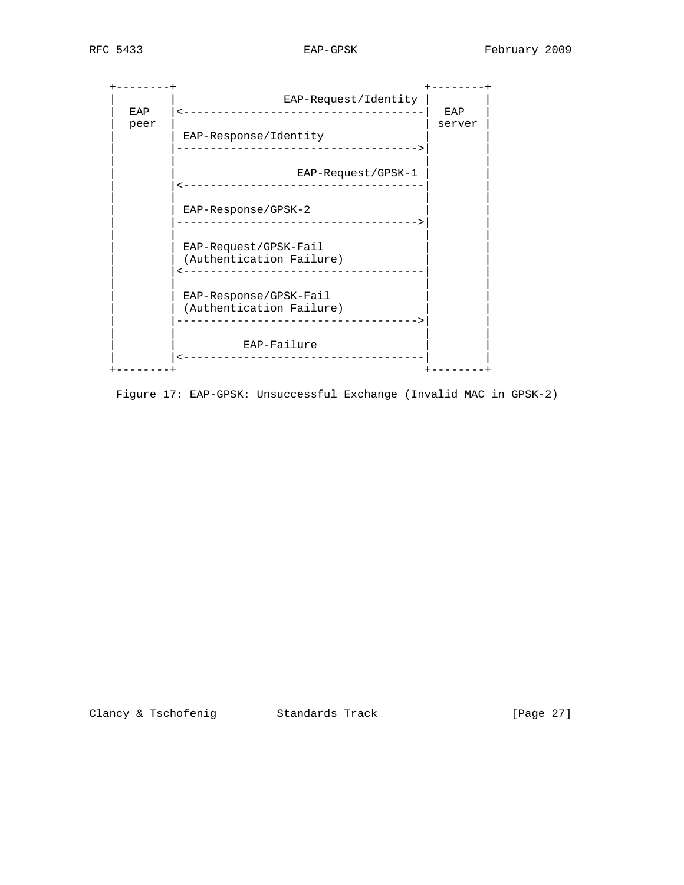```
  +--------+                                     +--------+
  |        |                EAP-Request/Identity |        |
  |  EAP   |<------------------------------------|  EAP   |
  |  peer  |                                     | server |
  |        | EAP-Response/Identity               |        |
  |        |------------------------------------>|        |
  |        |                                     |        |
  |        |                  EAP-Request/GPSK-1 |        |
  |        |<------------------------------------|        |
  |        |                                     |        |
  |        | EAP-Response/GPSK-2                 |        |
  |        |------------------------------------>|        |
  |        |                                     |        |
  |        | EAP-Request/GPSK-Fail               |        |
  |        | (Authentication Failure)            |        |
  |        |<------------------------------------|        |
  |        |                                     |        |
  |        | EAP-Response/GPSK-Fail              |        |
  |        | (Authentication Failure)            |        |
  |        |------------------------------------>|        |
  |        |                                     |        |
  |        |          EAP-Failure                |        |
  |        |<------------------------------------|        |
  +--------+                                     +--------+
```

Figure 17: EAP-GPSK: Unsuccessful Exchange (Invalid MAC in GPSK-2)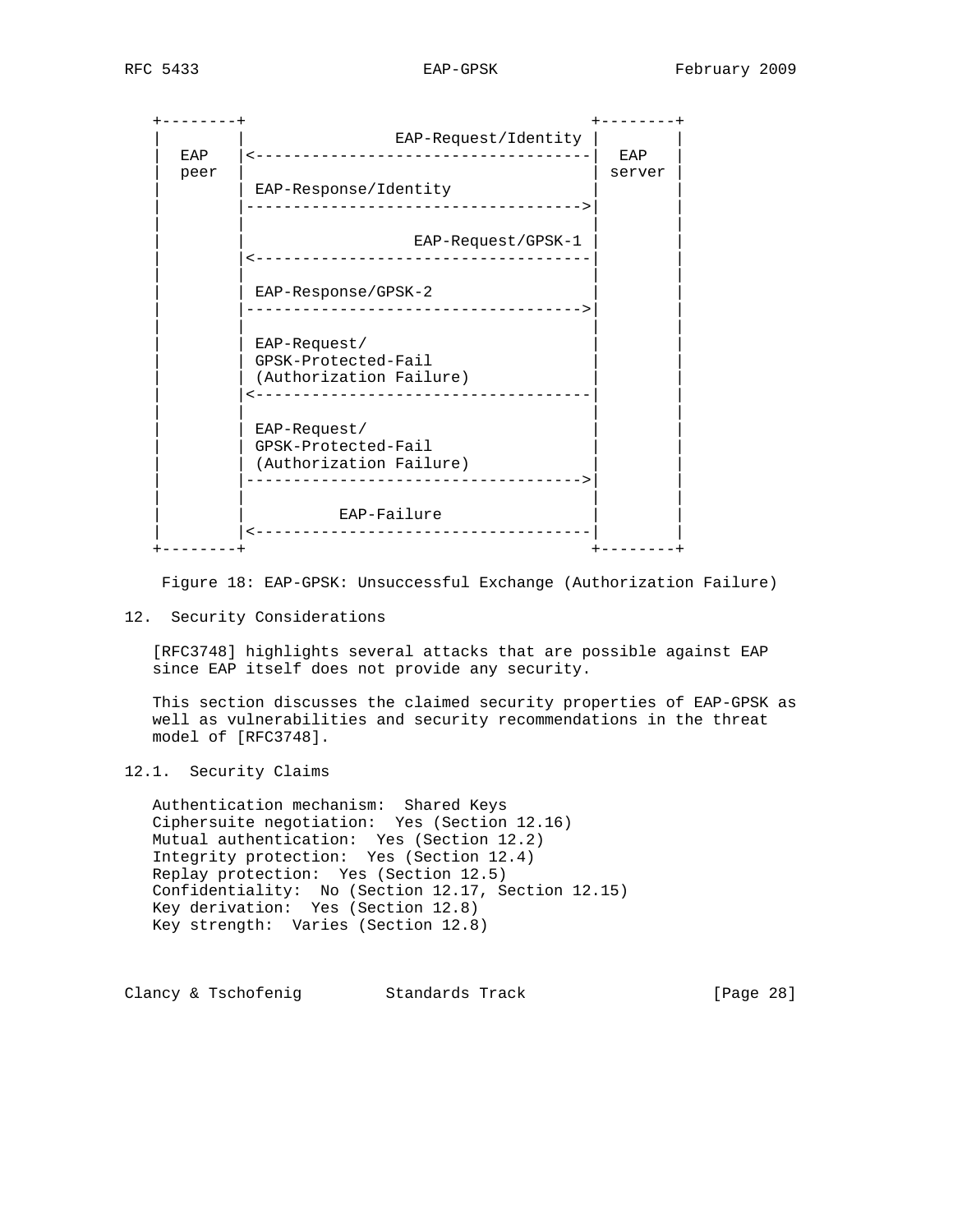```
+--------+                                     +--------+
|        |                EAP-Request/Identity |        |
|  EAP   |<------------------------------------|  EAP   |
|  peer  |                                     | server |
|        | EAP-Response/Identity               |        |
|        |------------------------------------>|        |
|        |                                     |        |
|        |                  EAP-Request/GPSK-1 |        |
|        |<------------------------------------|        |
|        |                                     |        |
|        | EAP-Response/GPSK-2                 |        |
|        |------------------------------------>|        |
|        |                                     |        |
|        | EAP-Request/                        |        |
|        | GPSK-Protected-Fail                 |        |
|        | (Authorization Failure)             |        |
|        |<------------------------------------|        |
|        |                                     |        |
|        | EAP-Request/                        |        |
|        | GPSK-Protected-Fail                 |        |
|        | (Authorization Failure)             |        |
|        |------------------------------------>|        |
|        |                                     |        |
|        |          EAP-Failure                |        |
|        |<------------------------------------|        |
+--------+                                     +--------+
```

Figure 18: EAP-GPSK: Unsuccessful Exchange (Authorization Failure)

## 12. Security Considerations

[RFC3748] highlights several attacks that are possible against EAP since EAP itself does not provide any security.

This section discusses the claimed security properties of EAP-GPSK as well as vulnerabilities and security recommendations in the threat model of [RFC3748].

### 12.1. Security Claims

Authentication mechanism: Shared Keys
Ciphersuite negotiation: Yes (Section 12.16)
Mutual authentication: Yes (Section 12.2)
Integrity protection: Yes (Section 12.4)
Replay protection: Yes (Section 12.5)
Confidentiality: No (Section 12.17, Section 12.15)
Key derivation: Yes (Section 12.8)
Key strength: Varies (Section 12.8)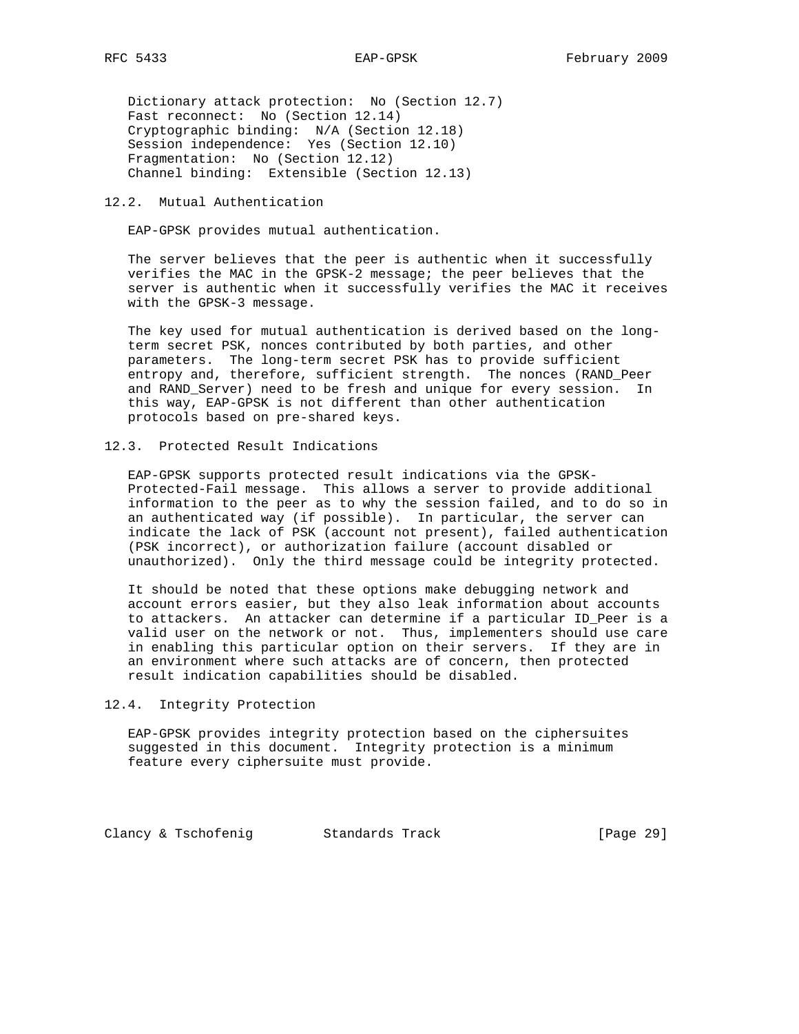Dictionary attack protection:  No (Section 12.7)
Fast reconnect:  No (Section 12.14)
Cryptographic binding:  N/A (Section 12.18)
Session independence:  Yes (Section 12.10)
Fragmentation:  No (Section 12.12)
Channel binding:  Extensible (Section 12.13)

## 12.2. Mutual Authentication

EAP-GPSK provides mutual authentication.

The server believes that the peer is authentic when it successfully verifies the MAC in the GPSK-2 message; the peer believes that the server is authentic when it successfully verifies the MAC it receives with the GPSK-3 message.

The key used for mutual authentication is derived based on the long-term secret PSK, nonces contributed by both parties, and other parameters. The long-term secret PSK has to provide sufficient entropy and, therefore, sufficient strength. The nonces (RAND_Peer and RAND_Server) need to be fresh and unique for every session. In this way, EAP-GPSK is not different than other authentication protocols based on pre-shared keys.

## 12.3. Protected Result Indications

EAP-GPSK supports protected result indications via the GPSK-Protected-Fail message. This allows a server to provide additional information to the peer as to why the session failed, and to do so in an authenticated way (if possible). In particular, the server can indicate the lack of PSK (account not present), failed authentication (PSK incorrect), or authorization failure (account disabled or unauthorized). Only the third message could be integrity protected.

It should be noted that these options make debugging network and account errors easier, but they also leak information about accounts to attackers. An attacker can determine if a particular ID_Peer is a valid user on the network or not. Thus, implementers should use care in enabling this particular option on their servers. If they are in an environment where such attacks are of concern, then protected result indication capabilities should be disabled.

## 12.4. Integrity Protection

EAP-GPSK provides integrity protection based on the ciphersuites suggested in this document. Integrity protection is a minimum feature every ciphersuite must provide.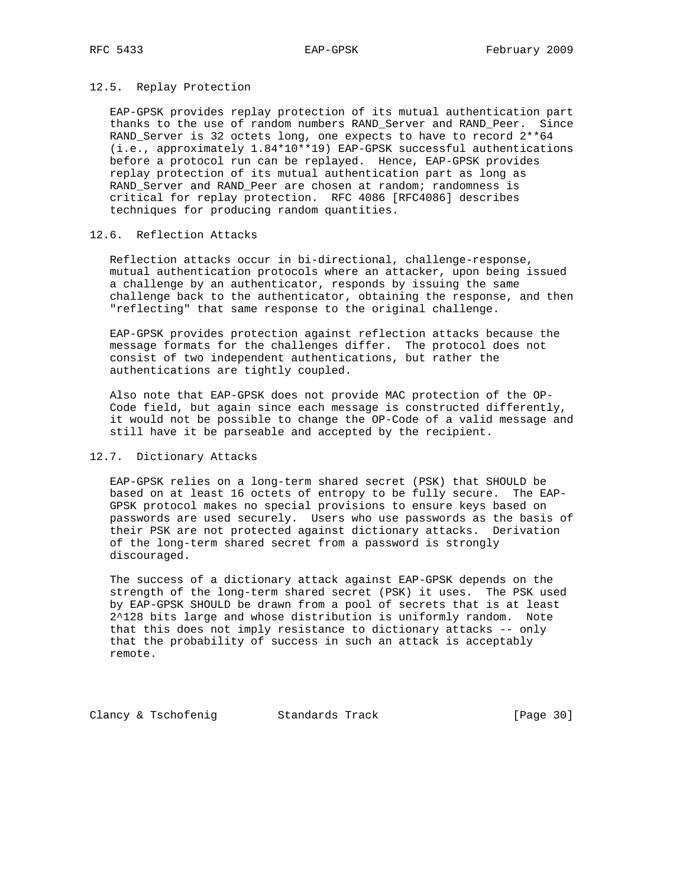### 12.5. Replay Protection

EAP-GPSK provides replay protection of its mutual authentication part thanks to the use of random numbers RAND_Server and RAND_Peer. Since RAND_Server is 32 octets long, one expects to have to record $2^{64}$ (i.e., approximately $1.84 \times 10^{19}$) EAP-GPSK successful authentications before a protocol run can be replayed. Hence, EAP-GPSK provides replay protection of its mutual authentication part as long as RAND_Server and RAND_Peer are chosen at random; randomness is critical for replay protection. RFC 4086 [RFC4086] describes techniques for producing random quantities.

### 12.6. Reflection Attacks

Reflection attacks occur in bi-directional, challenge-response, mutual authentication protocols where an attacker, upon being issued a challenge by an authenticator, responds by issuing the same challenge back to the authenticator, obtaining the response, and then "reflecting" that same response to the original challenge.

EAP-GPSK provides protection against reflection attacks because the message formats for the challenges differ. The protocol does not consist of two independent authentications, but rather the authentications are tightly coupled.

Also note that EAP-GPSK does not provide MAC protection of the OP-Code field, but again since each message is constructed differently, it would not be possible to change the OP-Code of a valid message and still have it be parseable and accepted by the recipient.

### 12.7. Dictionary Attacks

EAP-GPSK relies on a long-term shared secret (PSK) that SHOULD be based on at least 16 octets of entropy to be fully secure. The EAP-GPSK protocol makes no special provisions to ensure keys based on passwords are used securely. Users who use passwords as the basis of their PSK are not protected against dictionary attacks. Derivation of the long-term shared secret from a password is strongly discouraged.

The success of a dictionary attack against EAP-GPSK depends on the strength of the long-term shared secret (PSK) it uses. The PSK used by EAP-GPSK SHOULD be drawn from a pool of secrets that is at least $2^{128}$ bits large and whose distribution is uniformly random. Note that this does not imply resistance to dictionary attacks -- only that the probability of success in such an attack is acceptably remote.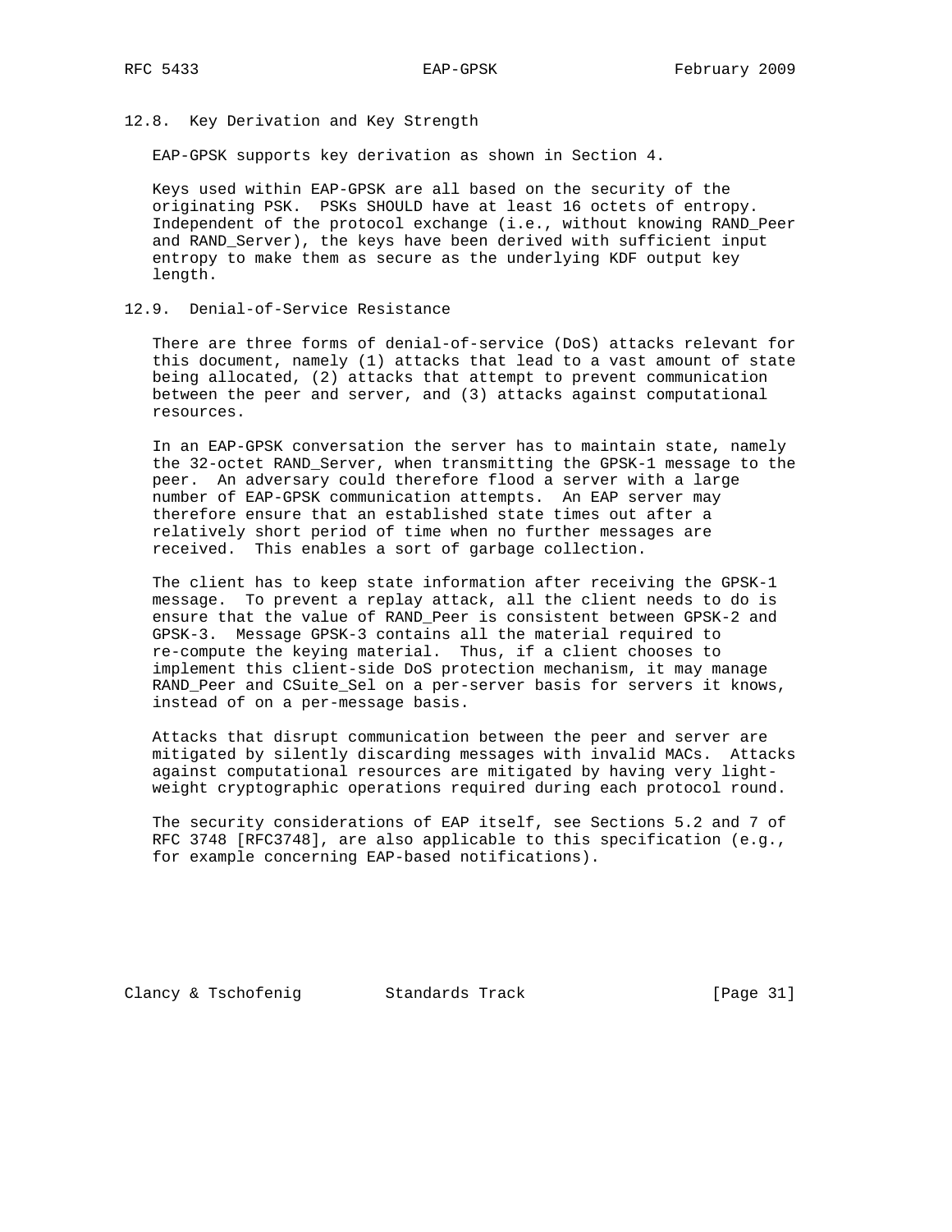## 12.8. Key Derivation and Key Strength

EAP-GPSK supports key derivation as shown in Section 4.

Keys used within EAP-GPSK are all based on the security of the originating PSK. PSKs SHOULD have at least 16 octets of entropy. Independent of the protocol exchange (i.e., without knowing RAND_Peer and RAND_Server), the keys have been derived with sufficient input entropy to make them as secure as the underlying KDF output key length.

## 12.9. Denial-of-Service Resistance

There are three forms of denial-of-service (DoS) attacks relevant for this document, namely (1) attacks that lead to a vast amount of state being allocated, (2) attacks that attempt to prevent communication between the peer and server, and (3) attacks against computational resources.

In an EAP-GPSK conversation the server has to maintain state, namely the 32-octet RAND_Server, when transmitting the GPSK-1 message to the peer. An adversary could therefore flood a server with a large number of EAP-GPSK communication attempts. An EAP server may therefore ensure that an established state times out after a relatively short period of time when no further messages are received. This enables a sort of garbage collection.

The client has to keep state information after receiving the GPSK-1 message. To prevent a replay attack, all the client needs to do is ensure that the value of RAND_Peer is consistent between GPSK-2 and GPSK-3. Message GPSK-3 contains all the material required to re-compute the keying material. Thus, if a client chooses to implement this client-side DoS protection mechanism, it may manage RAND_Peer and CSuite_Sel on a per-server basis for servers it knows, instead of on a per-message basis.

Attacks that disrupt communication between the peer and server are mitigated by silently discarding messages with invalid MACs. Attacks against computational resources are mitigated by having very light-weight cryptographic operations required during each protocol round.

The security considerations of EAP itself, see Sections 5.2 and 7 of RFC 3748 [RFC3748], are also applicable to this specification (e.g., for example concerning EAP-based notifications).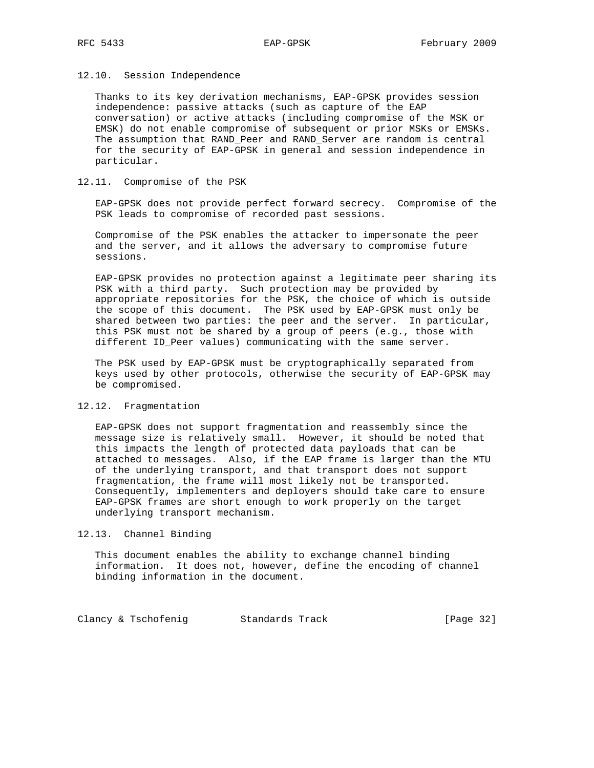### 12.10. Session Independence

Thanks to its key derivation mechanisms, EAP-GPSK provides session independence: passive attacks (such as capture of the EAP conversation) or active attacks (including compromise of the MSK or EMSK) do not enable compromise of subsequent or prior MSKs or EMSKs. The assumption that RAND_Peer and RAND_Server are random is central for the security of EAP-GPSK in general and session independence in particular.

### 12.11. Compromise of the PSK

EAP-GPSK does not provide perfect forward secrecy. Compromise of the PSK leads to compromise of recorded past sessions.

Compromise of the PSK enables the attacker to impersonate the peer and the server, and it allows the adversary to compromise future sessions.

EAP-GPSK provides no protection against a legitimate peer sharing its PSK with a third party. Such protection may be provided by appropriate repositories for the PSK, the choice of which is outside the scope of this document. The PSK used by EAP-GPSK must only be shared between two parties: the peer and the server. In particular, this PSK must not be shared by a group of peers (e.g., those with different ID_Peer values) communicating with the same server.

The PSK used by EAP-GPSK must be cryptographically separated from keys used by other protocols, otherwise the security of EAP-GPSK may be compromised.

### 12.12. Fragmentation

EAP-GPSK does not support fragmentation and reassembly since the message size is relatively small. However, it should be noted that this impacts the length of protected data payloads that can be attached to messages. Also, if the EAP frame is larger than the MTU of the underlying transport, and that transport does not support fragmentation, the frame will most likely not be transported. Consequently, implementers and deployers should take care to ensure EAP-GPSK frames are short enough to work properly on the target underlying transport mechanism.

### 12.13. Channel Binding

This document enables the ability to exchange channel binding information. It does not, however, define the encoding of channel binding information in the document.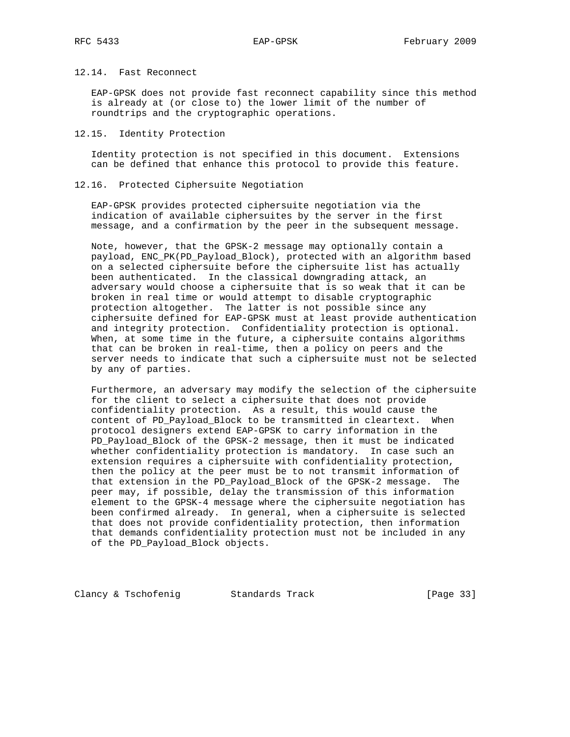### 12.14. Fast Reconnect

EAP-GPSK does not provide fast reconnect capability since this method is already at (or close to) the lower limit of the number of roundtrips and the cryptographic operations.

### 12.15. Identity Protection

Identity protection is not specified in this document. Extensions can be defined that enhance this protocol to provide this feature.

### 12.16. Protected Ciphersuite Negotiation

EAP-GPSK provides protected ciphersuite negotiation via the indication of available ciphersuites by the server in the first message, and a confirmation by the peer in the subsequent message.

Note, however, that the GPSK-2 message may optionally contain a payload, ENC_PK(PD_Payload_Block), protected with an algorithm based on a selected ciphersuite before the ciphersuite list has actually been authenticated. In the classical downgrading attack, an adversary would choose a ciphersuite that is so weak that it can be broken in real time or would attempt to disable cryptographic protection altogether. The latter is not possible since any ciphersuite defined for EAP-GPSK must at least provide authentication and integrity protection. Confidentiality protection is optional. When, at some time in the future, a ciphersuite contains algorithms that can be broken in real-time, then a policy on peers and the server needs to indicate that such a ciphersuite must not be selected by any of parties.

Furthermore, an adversary may modify the selection of the ciphersuite for the client to select a ciphersuite that does not provide confidentiality protection. As a result, this would cause the content of PD_Payload_Block to be transmitted in cleartext. When protocol designers extend EAP-GPSK to carry information in the PD_Payload_Block of the GPSK-2 message, then it must be indicated whether confidentiality protection is mandatory. In case such an extension requires a ciphersuite with confidentiality protection, then the policy at the peer must be to not transmit information of that extension in the PD_Payload_Block of the GPSK-2 message. The peer may, if possible, delay the transmission of this information element to the GPSK-4 message where the ciphersuite negotiation has been confirmed already. In general, when a ciphersuite is selected that does not provide confidentiality protection, then information that demands confidentiality protection must not be included in any of the PD_Payload_Block objects.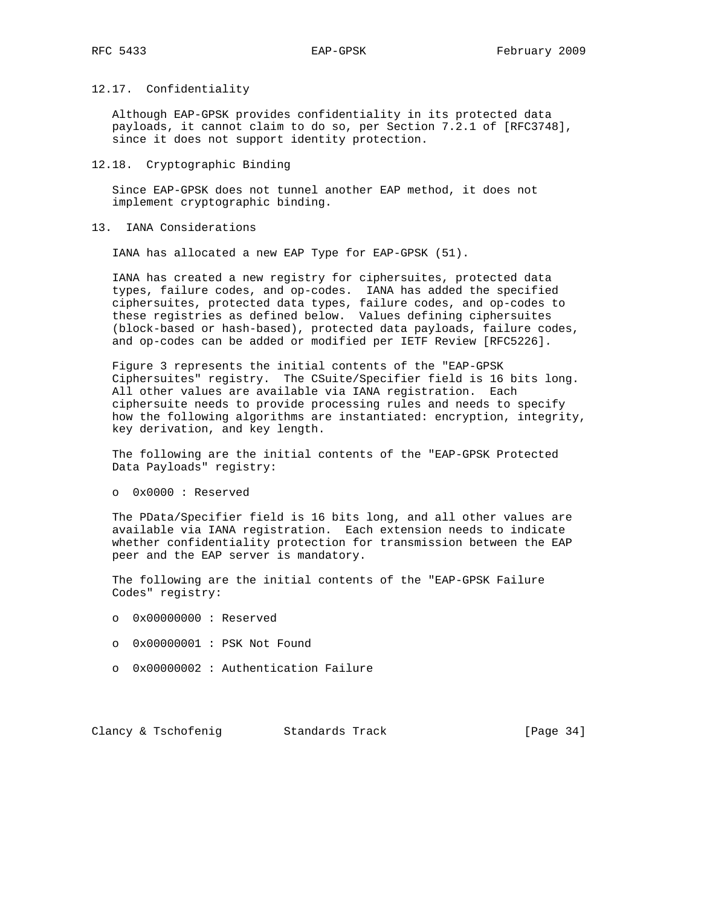### 12.17. Confidentiality

Although EAP-GPSK provides confidentiality in its protected data payloads, it cannot claim to do so, per Section 7.2.1 of [RFC3748], since it does not support identity protection.

### 12.18. Cryptographic Binding

Since EAP-GPSK does not tunnel another EAP method, it does not implement cryptographic binding.

## 13. IANA Considerations

IANA has allocated a new EAP Type for EAP-GPSK (51).

IANA has created a new registry for ciphersuites, protected data types, failure codes, and op-codes. IANA has added the specified ciphersuites, protected data types, failure codes, and op-codes to these registries as defined below. Values defining ciphersuites (block-based or hash-based), protected data payloads, failure codes, and op-codes can be added or modified per IETF Review [RFC5226].

Figure 3 represents the initial contents of the "EAP-GPSK Ciphersuites" registry. The CSuite/Specifier field is 16 bits long. All other values are available via IANA registration. Each ciphersuite needs to provide processing rules and needs to specify how the following algorithms are instantiated: encryption, integrity, key derivation, and key length.

The following are the initial contents of the "EAP-GPSK Protected Data Payloads" registry:

- 0x0000 : Reserved

The PData/Specifier field is 16 bits long, and all other values are available via IANA registration. Each extension needs to indicate whether confidentiality protection for transmission between the EAP peer and the EAP server is mandatory.

The following are the initial contents of the "EAP-GPSK Failure Codes" registry:

- 0x00000000 : Reserved
- 0x00000001 : PSK Not Found
- 0x00000002 : Authentication Failure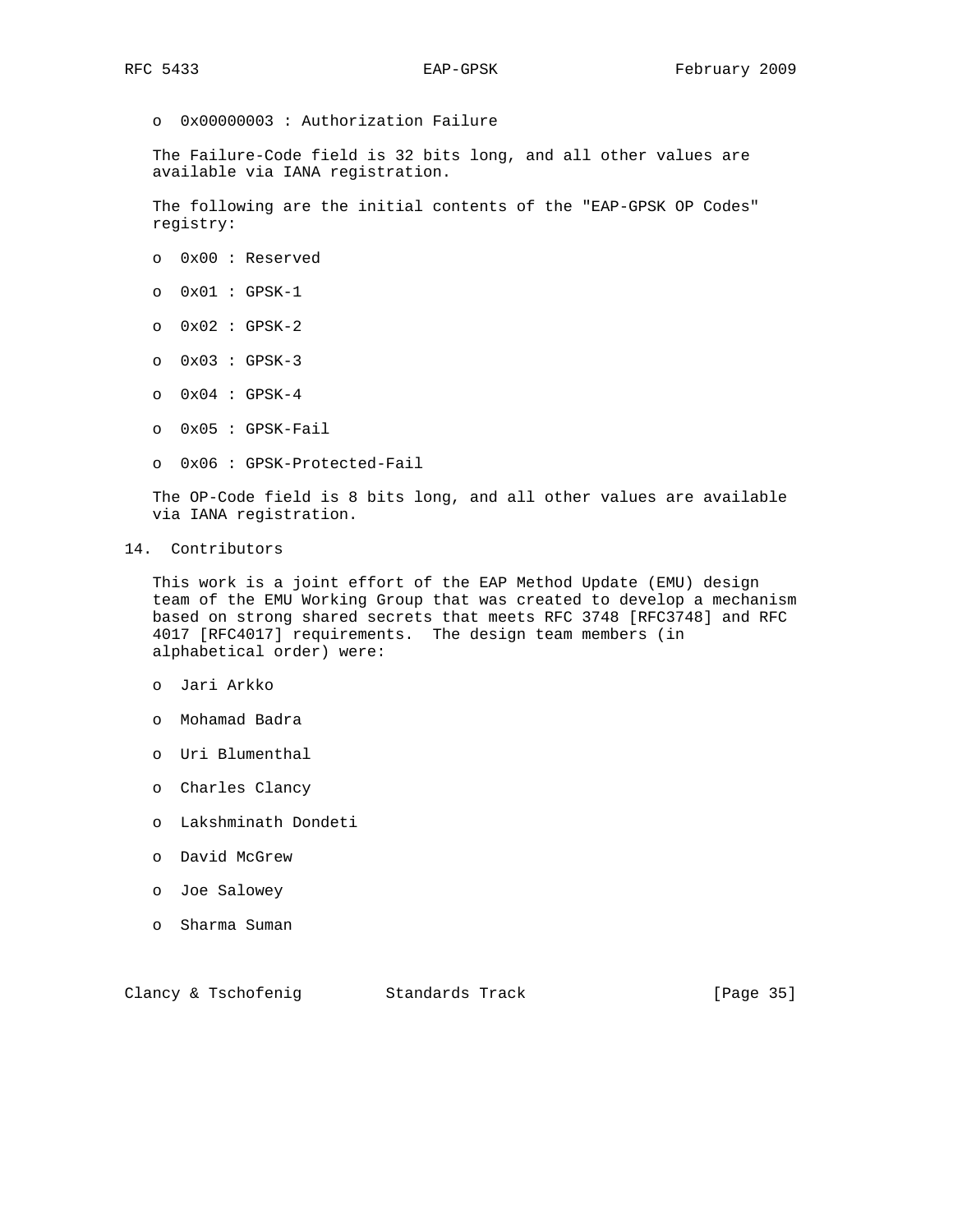- 0x00000003 : Authorization Failure

The Failure-Code field is 32 bits long, and all other values are available via IANA registration.

The following are the initial contents of the "EAP-GPSK OP Codes" registry:

- 0x00 : Reserved
- 0x01 : GPSK-1
- 0x02 : GPSK-2
- 0x03 : GPSK-3
- 0x04 : GPSK-4
- 0x05 : GPSK-Fail
- 0x06 : GPSK-Protected-Fail

The OP-Code field is 8 bits long, and all other values are available via IANA registration.

## 14. Contributors

This work is a joint effort of the EAP Method Update (EMU) design team of the EMU Working Group that was created to develop a mechanism based on strong shared secrets that meets RFC 3748 [RFC3748] and RFC 4017 [RFC4017] requirements. The design team members (in alphabetical order) were:

- Jari Arkko
- Mohamad Badra
- Uri Blumenthal
- Charles Clancy
- Lakshminath Dondeti
- David McGrew
- Joe Salowey
- Sharma Suman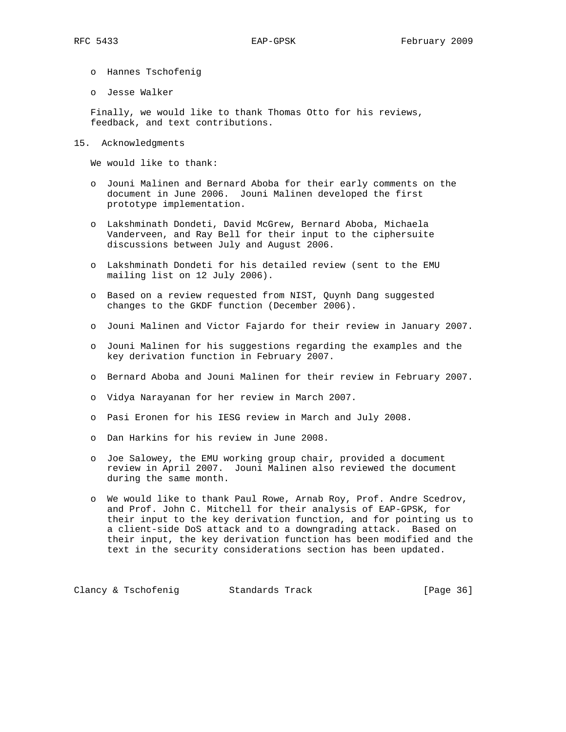- Hannes Tschofenig
- Jesse Walker

Finally, we would like to thank Thomas Otto for his reviews, feedback, and text contributions.

## 15. Acknowledgments

We would like to thank:

- Jouni Malinen and Bernard Aboba for their early comments on the document in June 2006. Jouni Malinen developed the first prototype implementation.
- Lakshminath Dondeti, David McGrew, Bernard Aboba, Michaela Vanderveen, and Ray Bell for their input to the ciphersuite discussions between July and August 2006.
- Lakshminath Dondeti for his detailed review (sent to the EMU mailing list on 12 July 2006).
- Based on a review requested from NIST, Quynh Dang suggested changes to the GKDF function (December 2006).
- Jouni Malinen and Victor Fajardo for their review in January 2007.
- Jouni Malinen for his suggestions regarding the examples and the key derivation function in February 2007.
- Bernard Aboba and Jouni Malinen for their review in February 2007.
- Vidya Narayanan for her review in March 2007.
- Pasi Eronen for his IESG review in March and July 2008.
- Dan Harkins for his review in June 2008.
- Joe Salowey, the EMU working group chair, provided a document review in April 2007. Jouni Malinen also reviewed the document during the same month.
- We would like to thank Paul Rowe, Arnab Roy, Prof. Andre Scedrov, and Prof. John C. Mitchell for their analysis of EAP-GPSK, for their input to the key derivation function, and for pointing us to a client-side DoS attack and to a downgrading attack. Based on their input, the key derivation function has been modified and the text in the security considerations section has been updated.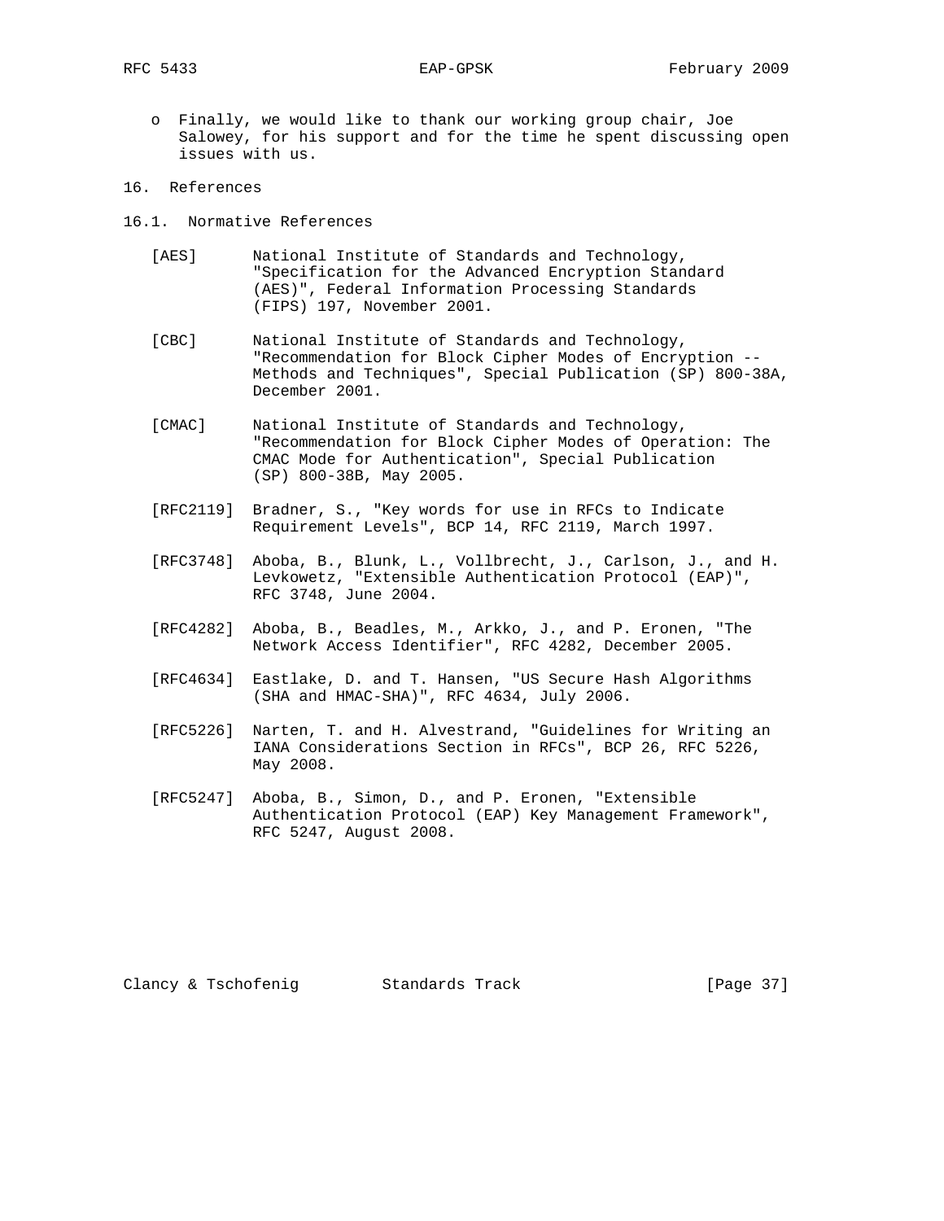- Finally, we would like to thank our working group chair, Joe Salowey, for his support and for the time he spent discussing open issues with us.

# 16. References

## 16.1. Normative References

[AES] National Institute of Standards and Technology, "Specification for the Advanced Encryption Standard (AES)", Federal Information Processing Standards (FIPS) 197, November 2001.

[CBC] National Institute of Standards and Technology, "Recommendation for Block Cipher Modes of Encryption -- Methods and Techniques", Special Publication (SP) 800-38A, December 2001.

[CMAC] National Institute of Standards and Technology, "Recommendation for Block Cipher Modes of Operation: The CMAC Mode for Authentication", Special Publication (SP) 800-38B, May 2005.

[RFC2119] Bradner, S., "Key words for use in RFCs to Indicate Requirement Levels", BCP 14, RFC 2119, March 1997.

[RFC3748] Aboba, B., Blunk, L., Vollbrecht, J., Carlson, J., and H. Levkowetz, "Extensible Authentication Protocol (EAP)", RFC 3748, June 2004.

[RFC4282] Aboba, B., Beadles, M., Arkko, J., and P. Eronen, "The Network Access Identifier", RFC 4282, December 2005.

[RFC4634] Eastlake, D. and T. Hansen, "US Secure Hash Algorithms (SHA and HMAC-SHA)", RFC 4634, July 2006.

[RFC5226] Narten, T. and H. Alvestrand, "Guidelines for Writing an IANA Considerations Section in RFCs", BCP 26, RFC 5226, May 2008.

[RFC5247] Aboba, B., Simon, D., and P. Eronen, "Extensible Authentication Protocol (EAP) Key Management Framework", RFC 5247, August 2008.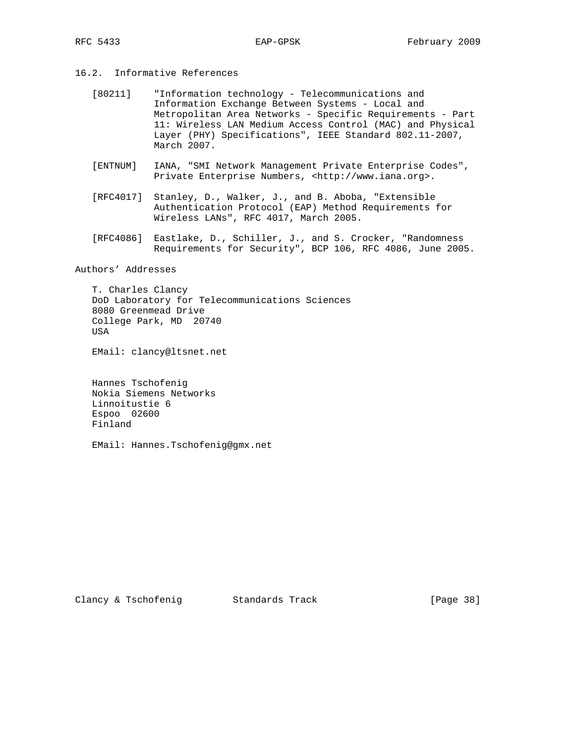## 16.2. Informative References

[80211] "Information technology - Telecommunications and Information Exchange Between Systems - Local and Metropolitan Area Networks - Specific Requirements - Part 11: Wireless LAN Medium Access Control (MAC) and Physical Layer (PHY) Specifications", IEEE Standard 802.11-2007, March 2007.

[ENTNUM] IANA, "SMI Network Management Private Enterprise Codes", Private Enterprise Numbers, <http://www.iana.org>.

[RFC4017] Stanley, D., Walker, J., and B. Aboba, "Extensible Authentication Protocol (EAP) Method Requirements for Wireless LANs", RFC 4017, March 2005.

[RFC4086] Eastlake, D., Schiller, J., and S. Crocker, "Randomness Requirements for Security", BCP 106, RFC 4086, June 2005.

## Authors' Addresses

T. Charles Clancy
DoD Laboratory for Telecommunications Sciences
8080 Greenmead Drive
College Park, MD 20740
USA

EMail: clancy@ltsnet.net

Hannes Tschofenig
Nokia Siemens Networks
Linnoitustie 6
Espoo 02600
Finland

EMail: Hannes.Tschofenig@gmx.net